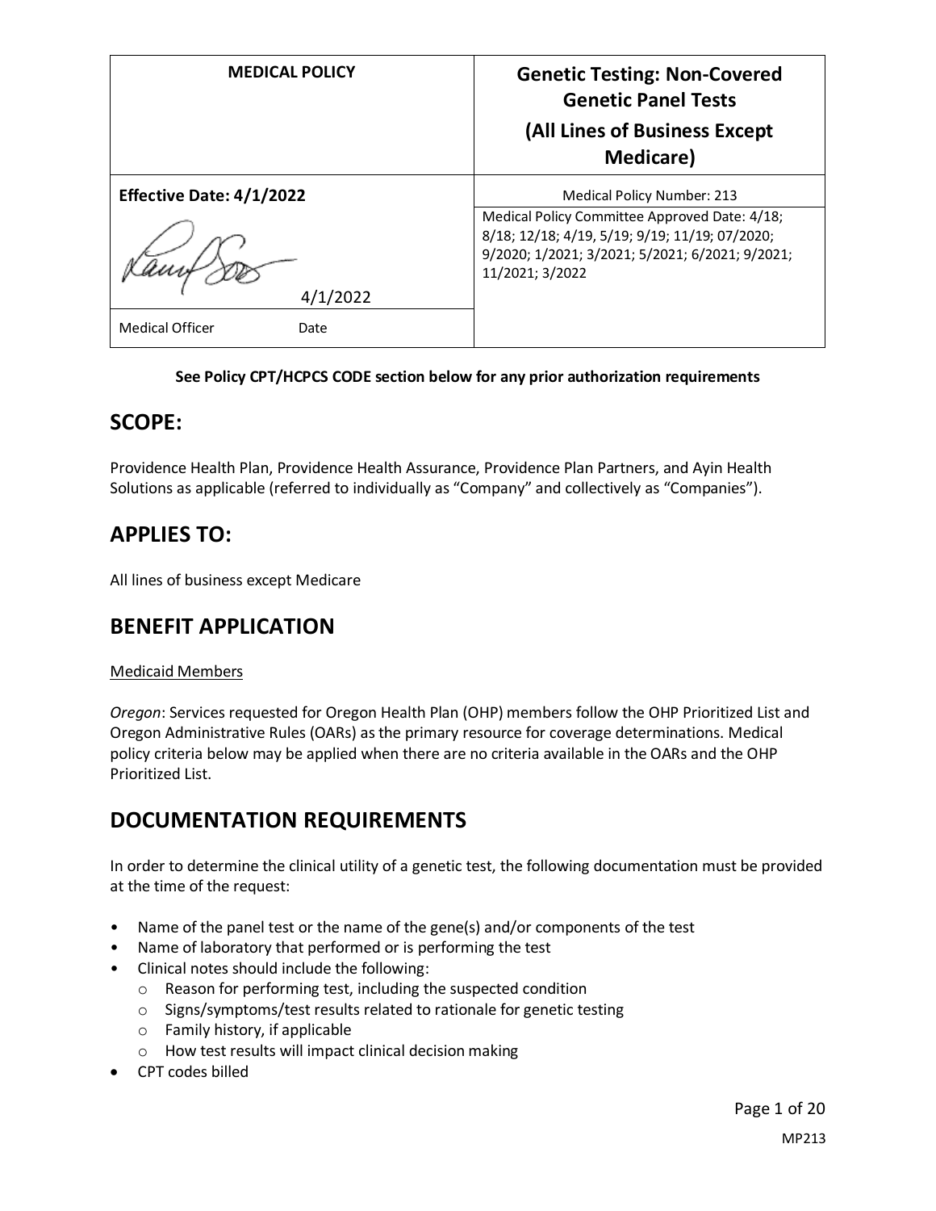| MEDICAL POLICY | Genetic Testing: Non-Covered Genetic Panel Tests (All Lines of Business Except Medicare) |
|---|---|
| **Effective Date: 4/1/2022** | Medical Policy Number: 213 |
| 4/1/2022 | Medical Policy Committee Approved Date: 4/18; 8/18; 12/18; 4/19, 5/19; 9/19; 11/19; 07/2020; 9/2020; 1/2021; 3/2021; 5/2021; 6/2021; 9/2021; 11/2021; 3/2022 |
| Medical Officer Date | |

**See Policy CPT/HCPCS CODE section below for any prior authorization requirements**

## SCOPE:

Providence Health Plan, Providence Health Assurance, Providence Plan Partners, and Ayin Health Solutions as applicable (referred to individually as "Company" and collectively as "Companies").

## APPLIES TO:

All lines of business except Medicare

## BENEFIT APPLICATION

Medicaid Members

*Oregon*: Services requested for Oregon Health Plan (OHP) members follow the OHP Prioritized List and Oregon Administrative Rules (OARs) as the primary resource for coverage determinations. Medical policy criteria below may be applied when there are no criteria available in the OARs and the OHP Prioritized List.

## DOCUMENTATION REQUIREMENTS

In order to determine the clinical utility of a genetic test, the following documentation must be provided at the time of the request:

- Name of the panel test or the name of the gene(s) and/or components of the test
- Name of laboratory that performed or is performing the test
- Clinical notes should include the following:
  - Reason for performing test, including the suspected condition
  - Signs/symptoms/test results related to rationale for genetic testing
  - Family history, if applicable
  - How test results will impact clinical decision making
- CPT codes billed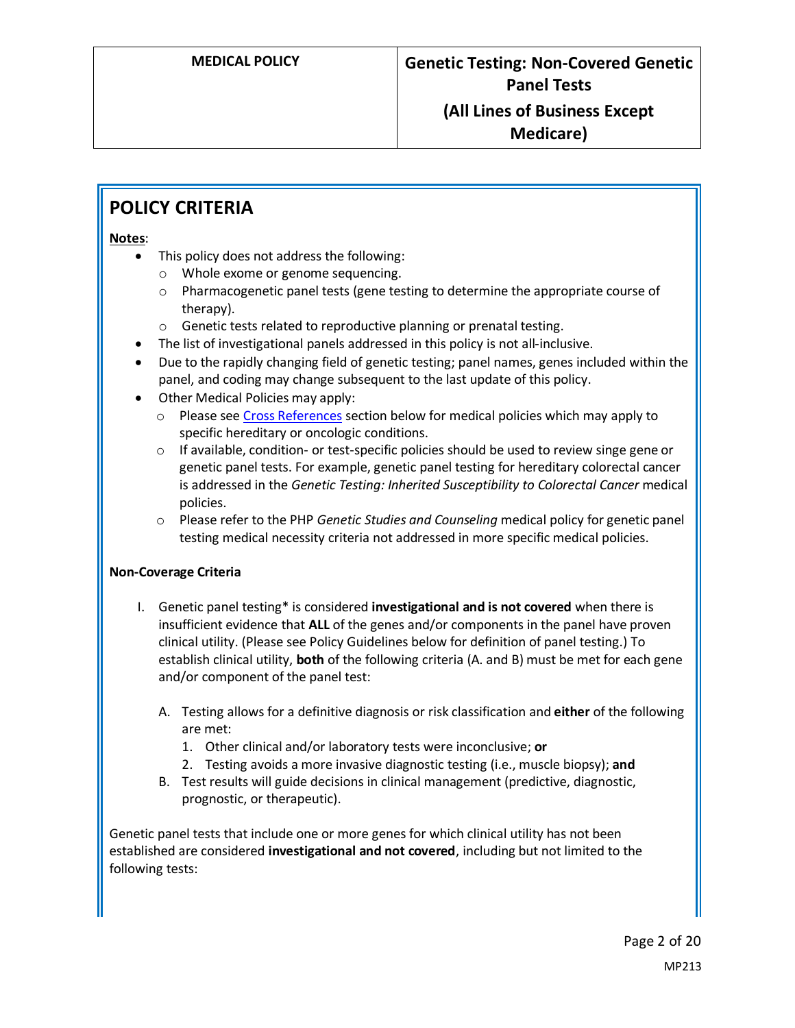## POLICY CRITERIA

**Notes**:

- This policy does not address the following:
  - Whole exome or genome sequencing.
  - Pharmacogenetic panel tests (gene testing to determine the appropriate course of therapy).
  - Genetic tests related to reproductive planning or prenatal testing.
- The list of investigational panels addressed in this policy is not all-inclusive.
- Due to the rapidly changing field of genetic testing; panel names, genes included within the panel, and coding may change subsequent to the last update of this policy.
- Other Medical Policies may apply:
  - Please see Cross References section below for medical policies which may apply to specific hereditary or oncologic conditions.
  - If available, condition- or test-specific policies should be used to review singe gene or genetic panel tests. For example, genetic panel testing for hereditary colorectal cancer is addressed in the *Genetic Testing: Inherited Susceptibility to Colorectal Cancer* medical policies.
  - Please refer to the PHP *Genetic Studies and Counseling* medical policy for genetic panel testing medical necessity criteria not addressed in more specific medical policies.

**Non-Coverage Criteria**

I. Genetic panel testing* is considered **investigational and is not covered** when there is insufficient evidence that **ALL** of the genes and/or components in the panel have proven clinical utility. (Please see Policy Guidelines below for definition of panel testing.) To establish clinical utility, **both** of the following criteria (A. and B) must be met for each gene and/or component of the panel test:

   A. Testing allows for a definitive diagnosis or risk classification and **either** of the following are met:
      1. Other clinical and/or laboratory tests were inconclusive; **or**
      2. Testing avoids a more invasive diagnostic testing (i.e., muscle biopsy); **and**

   B. Test results will guide decisions in clinical management (predictive, diagnostic, prognostic, or therapeutic).

Genetic panel tests that include one or more genes for which clinical utility has not been established are considered **investigational and not covered**, including but not limited to the following tests: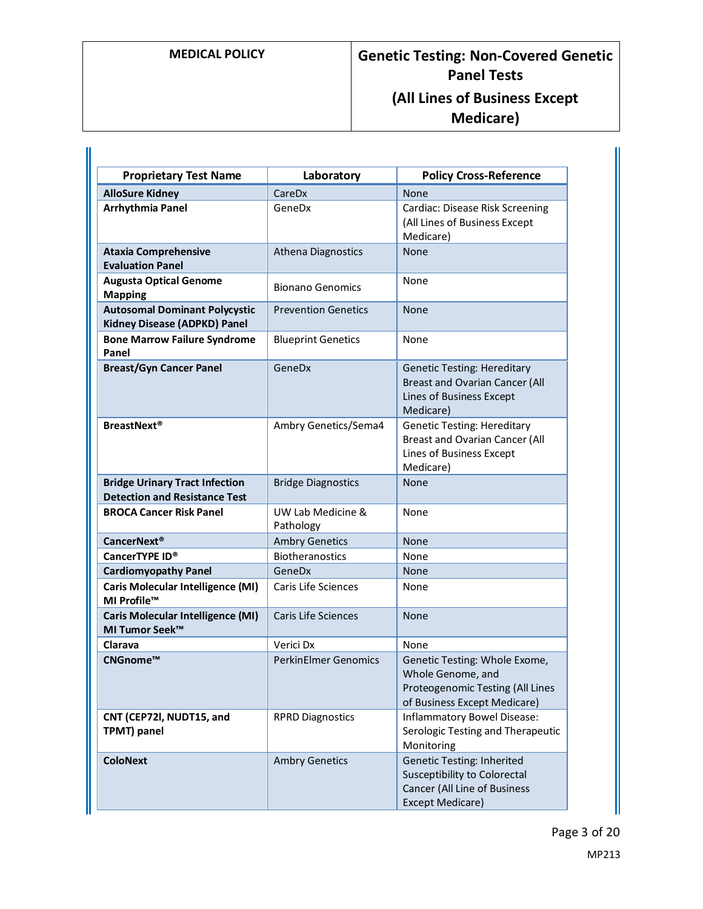| Proprietary Test Name | Laboratory | Policy Cross-Reference |
|---|---|---|
| **AlloSure Kidney** | CareDx | None |
| **Arrhythmia Panel** | GeneDx | Cardiac: Disease Risk Screening (All Lines of Business Except Medicare) |
| **Ataxia Comprehensive Evaluation Panel** | Athena Diagnostics | None |
| **Augusta Optical Genome Mapping** | Bionano Genomics | None |
| **Autosomal Dominant Polycystic Kidney Disease (ADPKD) Panel** | Prevention Genetics | None |
| **Bone Marrow Failure Syndrome Panel** | Blueprint Genetics | None |
| **Breast/Gyn Cancer Panel** | GeneDx | Genetic Testing: Hereditary Breast and Ovarian Cancer (All Lines of Business Except Medicare) |
| **BreastNext®** | Ambry Genetics/Sema4 | Genetic Testing: Hereditary Breast and Ovarian Cancer (All Lines of Business Except Medicare) |
| **Bridge Urinary Tract Infection Detection and Resistance Test** | Bridge Diagnostics | None |
| **BROCA Cancer Risk Panel** | UW Lab Medicine & Pathology | None |
| **CancerNext®** | Ambry Genetics | None |
| **CancerTYPE ID®** | Biotheranostics | None |
| **Cardiomyopathy Panel** | GeneDx | None |
| **Caris Molecular Intelligence (MI) MI Profile™** | Caris Life Sciences | None |
| **Caris Molecular Intelligence (MI) MI Tumor Seek™** | Caris Life Sciences | None |
| **Clarava** | Verici Dx | None |
| **CNGnome™** | PerkinElmer Genomics | Genetic Testing: Whole Exome, Whole Genome, and Proteogenomic Testing (All Lines of Business Except Medicare) |
| **CNT (CEP72l, NUDT15, and TPMT) panel** | RPRD Diagnostics | Inflammatory Bowel Disease: Serologic Testing and Therapeutic Monitoring |
| **ColoNext** | Ambry Genetics | Genetic Testing: Inherited Susceptibility to Colorectal Cancer (All Line of Business Except Medicare) |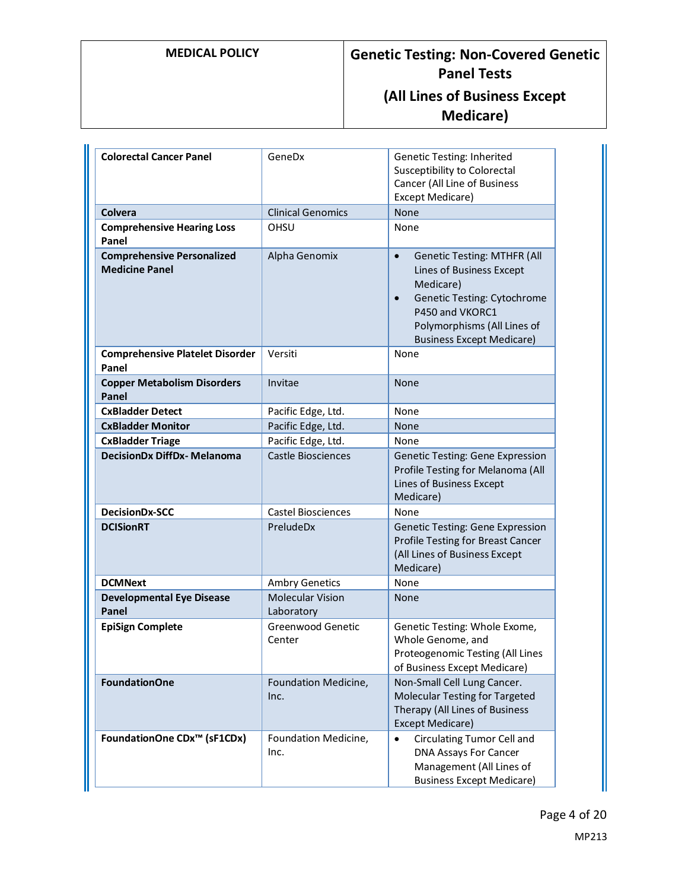| | | |
|---|---|---|
| **Colorectal Cancer Panel** | GeneDx | Genetic Testing: Inherited Susceptibility to Colorectal Cancer (All Line of Business Except Medicare) |
| **Colvera** | Clinical Genomics | None |
| **Comprehensive Hearing Loss Panel** | OHSU | None |
| **Comprehensive Personalized Medicine Panel** | Alpha Genomix | • Genetic Testing: MTHFR (All Lines of Business Except Medicare)<br>• Genetic Testing: Cytochrome P450 and VKORC1 Polymorphisms (All Lines of Business Except Medicare) |
| **Comprehensive Platelet Disorder Panel** | Versiti | None |
| **Copper Metabolism Disorders Panel** | Invitae | None |
| **CxBladder Detect** | Pacific Edge, Ltd. | None |
| **CxBladder Monitor** | Pacific Edge, Ltd. | None |
| **CxBladder Triage** | Pacific Edge, Ltd. | None |
| **DecisionDx DiffDx- Melanoma** | Castle Biosciences | Genetic Testing: Gene Expression Profile Testing for Melanoma (All Lines of Business Except Medicare) |
| **DecisionDx-SCC** | Castel Biosciences | None |
| **DCISionRT** | PreludeDx | Genetic Testing: Gene Expression Profile Testing for Breast Cancer (All Lines of Business Except Medicare) |
| **DCMNext** | Ambry Genetics | None |
| **Developmental Eye Disease Panel** | Molecular Vision Laboratory | None |
| **EpiSign Complete** | Greenwood Genetic Center | Genetic Testing: Whole Exome, Whole Genome, and Proteogenomic Testing (All Lines of Business Except Medicare) |
| **FoundationOne** | Foundation Medicine, Inc. | Non-Small Cell Lung Cancer. Molecular Testing for Targeted Therapy (All Lines of Business Except Medicare) |
| **FoundationOne CDx™ (sF1CDx)** | Foundation Medicine, Inc. | • Circulating Tumor Cell and DNA Assays For Cancer Management (All Lines of Business Except Medicare) |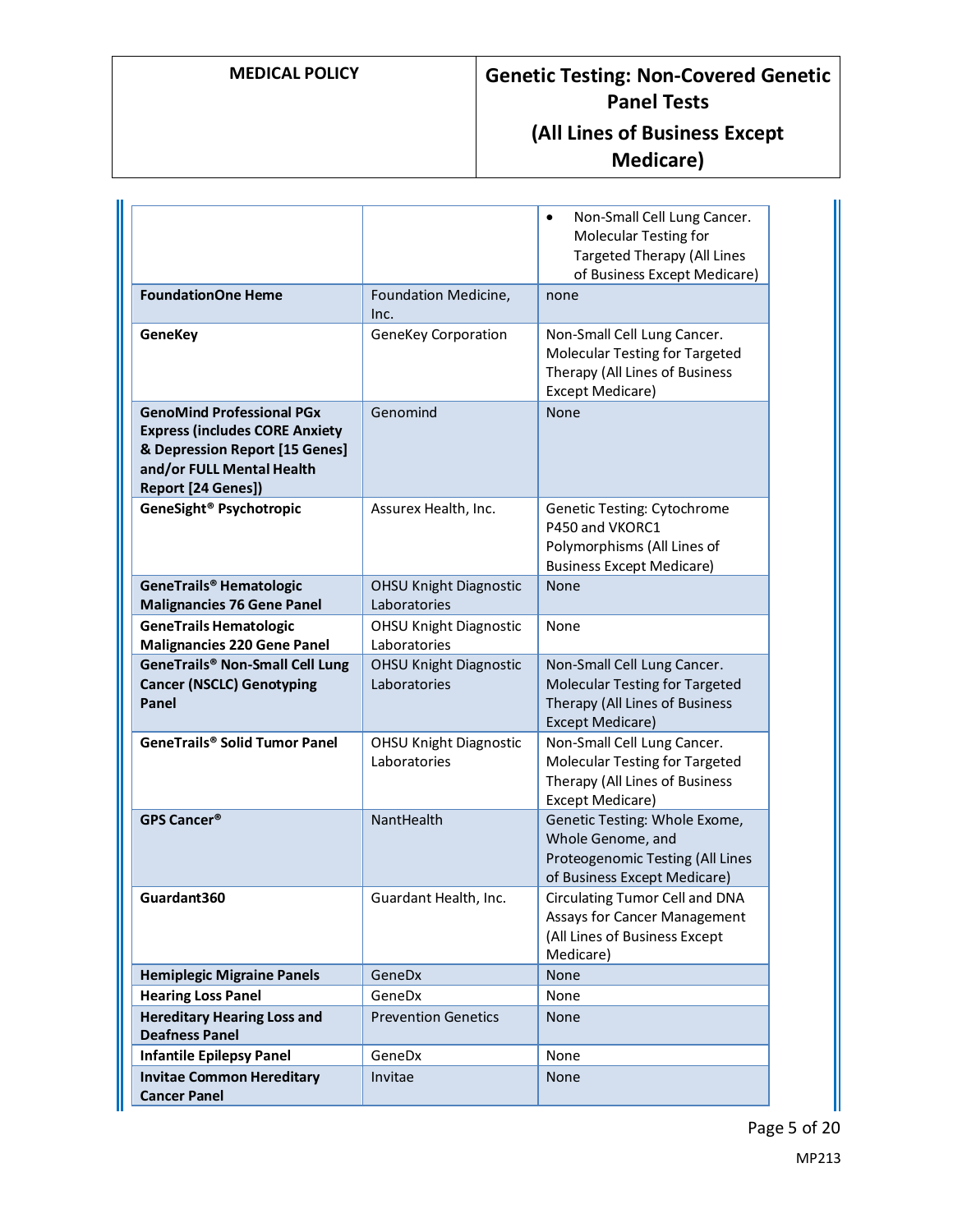| | | |
|---|---|---|
| | | • Non-Small Cell Lung Cancer. Molecular Testing for Targeted Therapy (All Lines of Business Except Medicare) |
| **FoundationOne Heme** | Foundation Medicine, Inc. | none |
| **GeneKey** | GeneKey Corporation | Non-Small Cell Lung Cancer. Molecular Testing for Targeted Therapy (All Lines of Business Except Medicare) |
| **GenoMind Professional PGx Express (includes CORE Anxiety & Depression Report [15 Genes] and/or FULL Mental Health Report [24 Genes])** | Genomind | None |
| **GeneSight® Psychotropic** | Assurex Health, Inc. | Genetic Testing: Cytochrome P450 and VKORC1 Polymorphisms (All Lines of Business Except Medicare) |
| **GeneTrails® Hematologic Malignancies 76 Gene Panel** | OHSU Knight Diagnostic Laboratories | None |
| **GeneTrails Hematologic Malignancies 220 Gene Panel** | OHSU Knight Diagnostic Laboratories | None |
| **GeneTrails® Non-Small Cell Lung Cancer (NSCLC) Genotyping Panel** | OHSU Knight Diagnostic Laboratories | Non-Small Cell Lung Cancer. Molecular Testing for Targeted Therapy (All Lines of Business Except Medicare) |
| **GeneTrails® Solid Tumor Panel** | OHSU Knight Diagnostic Laboratories | Non-Small Cell Lung Cancer. Molecular Testing for Targeted Therapy (All Lines of Business Except Medicare) |
| **GPS Cancer®** | NantHealth | Genetic Testing: Whole Exome, Whole Genome, and Proteogenomic Testing (All Lines of Business Except Medicare) |
| **Guardant360** | Guardant Health, Inc. | Circulating Tumor Cell and DNA Assays for Cancer Management (All Lines of Business Except Medicare) |
| **Hemiplegic Migraine Panels** | GeneDx | None |
| **Hearing Loss Panel** | GeneDx | None |
| **Hereditary Hearing Loss and Deafness Panel** | Prevention Genetics | None |
| **Infantile Epilepsy Panel** | GeneDx | None |
| **Invitae Common Hereditary Cancer Panel** | Invitae | None |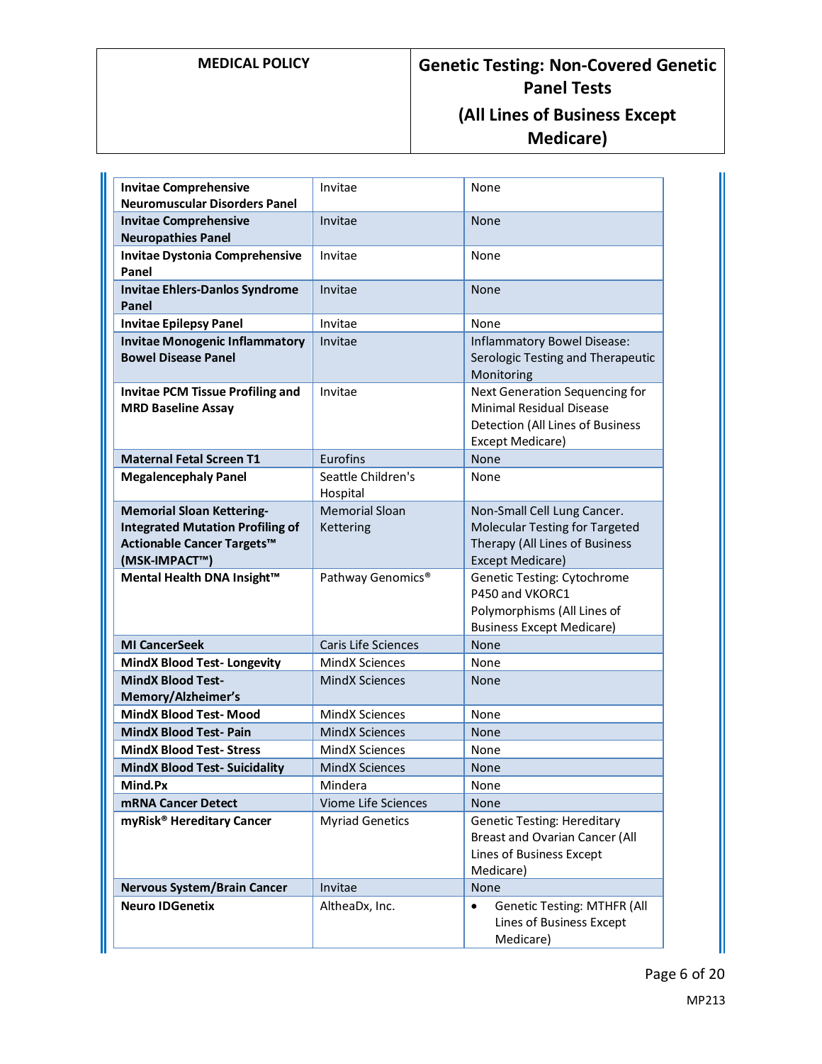| | | |
|---|---|---|
| **Invitae Comprehensive Neuromuscular Disorders Panel** | Invitae | None |
| **Invitae Comprehensive Neuropathies Panel** | Invitae | None |
| **Invitae Dystonia Comprehensive Panel** | Invitae | None |
| **Invitae Ehlers-Danlos Syndrome Panel** | Invitae | None |
| **Invitae Epilepsy Panel** | Invitae | None |
| **Invitae Monogenic Inflammatory Bowel Disease Panel** | Invitae | Inflammatory Bowel Disease: Serologic Testing and Therapeutic Monitoring |
| **Invitae PCM Tissue Profiling and MRD Baseline Assay** | Invitae | Next Generation Sequencing for Minimal Residual Disease Detection (All Lines of Business Except Medicare) |
| **Maternal Fetal Screen T1** | Eurofins | None |
| **Megalencephaly Panel** | Seattle Children's Hospital | None |
| **Memorial Sloan Kettering-Integrated Mutation Profiling of Actionable Cancer Targets™ (MSK-IMPACT™)** | Memorial Sloan Kettering | Non-Small Cell Lung Cancer. Molecular Testing for Targeted Therapy (All Lines of Business Except Medicare) |
| **Mental Health DNA Insight™** | Pathway Genomics® | Genetic Testing: Cytochrome P450 and VKORC1 Polymorphisms (All Lines of Business Except Medicare) |
| **MI CancerSeek** | Caris Life Sciences | None |
| **MindX Blood Test- Longevity** | MindX Sciences | None |
| **MindX Blood Test- Memory/Alzheimer's** | MindX Sciences | None |
| **MindX Blood Test- Mood** | MindX Sciences | None |
| **MindX Blood Test- Pain** | MindX Sciences | None |
| **MindX Blood Test- Stress** | MindX Sciences | None |
| **MindX Blood Test- Suicidality** | MindX Sciences | None |
| **Mind.Px** | Mindera | None |
| **mRNA Cancer Detect** | Viome Life Sciences | None |
| **myRisk® Hereditary Cancer** | Myriad Genetics | Genetic Testing: Hereditary Breast and Ovarian Cancer (All Lines of Business Except Medicare) |
| **Nervous System/Brain Cancer** | Invitae | None |
| **Neuro IDGenetix** | AltheaDx, Inc. | • Genetic Testing: MTHFR (All Lines of Business Except Medicare) |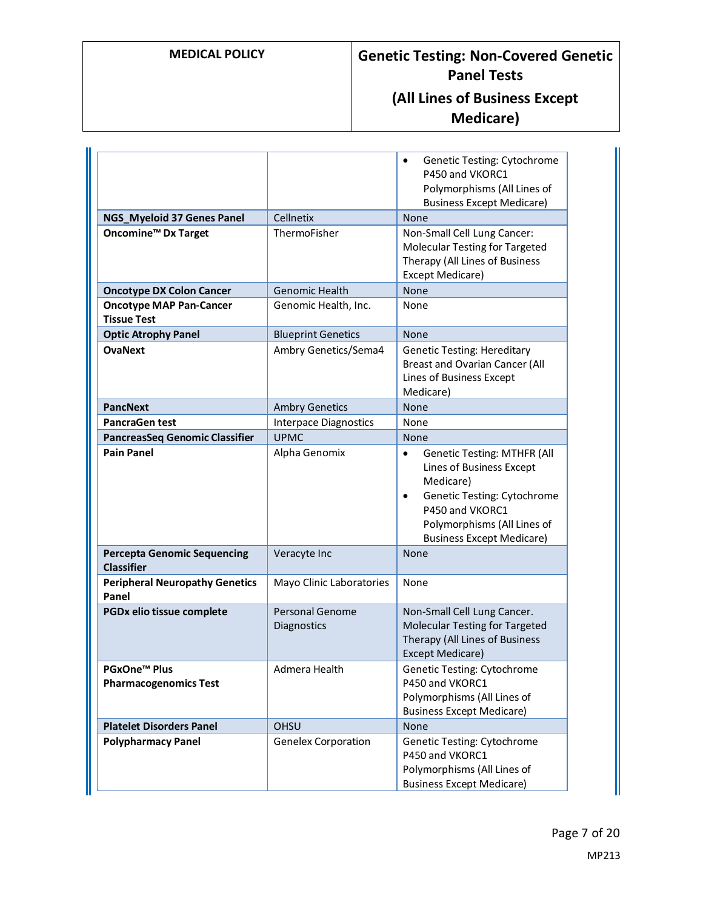| | | |
|---|---|---|
| | | • Genetic Testing: Cytochrome P450 and VKORC1 Polymorphisms (All Lines of Business Except Medicare) |
| **NGS_Myeloid 37 Genes Panel** | Cellnetix | None |
| **Oncomine™ Dx Target** | ThermoFisher | Non-Small Cell Lung Cancer: Molecular Testing for Targeted Therapy (All Lines of Business Except Medicare) |
| **Oncotype DX Colon Cancer** | Genomic Health | None |
| **Oncotype MAP Pan-Cancer Tissue Test** | Genomic Health, Inc. | None |
| **Optic Atrophy Panel** | Blueprint Genetics | None |
| **OvaNext** | Ambry Genetics/Sema4 | Genetic Testing: Hereditary Breast and Ovarian Cancer (All Lines of Business Except Medicare) |
| **PancNext** | Ambry Genetics | None |
| **PancraGen test** | Interpace Diagnostics | None |
| **PancreasSeq Genomic Classifier** | UPMC | None |
| **Pain Panel** | Alpha Genomix | • Genetic Testing: MTHFR (All Lines of Business Except Medicare)<br>• Genetic Testing: Cytochrome P450 and VKORC1 Polymorphisms (All Lines of Business Except Medicare) |
| **Percepta Genomic Sequencing Classifier** | Veracyte Inc | None |
| **Peripheral Neuropathy Genetics Panel** | Mayo Clinic Laboratories | None |
| **PGDx elio tissue complete** | Personal Genome Diagnostics | Non-Small Cell Lung Cancer. Molecular Testing for Targeted Therapy (All Lines of Business Except Medicare) |
| **PGxOne™ Plus Pharmacogenomics Test** | Admera Health | Genetic Testing: Cytochrome P450 and VKORC1 Polymorphisms (All Lines of Business Except Medicare) |
| **Platelet Disorders Panel** | OHSU | None |
| **Polypharmacy Panel** | Genelex Corporation | Genetic Testing: Cytochrome P450 and VKORC1 Polymorphisms (All Lines of Business Except Medicare) |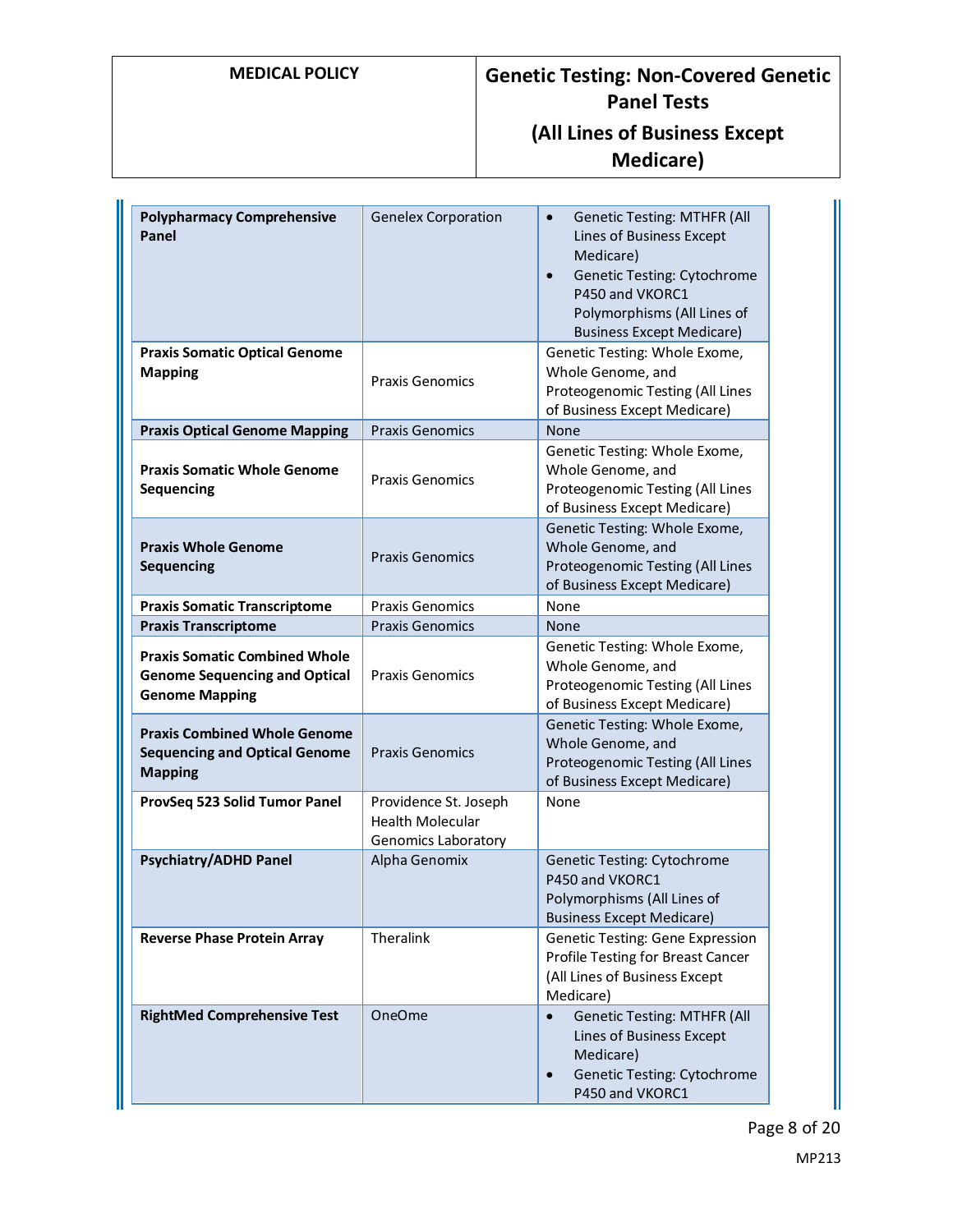| | | |
|---|---|---|
| **Polypharmacy Comprehensive Panel** | Genelex Corporation | • Genetic Testing: MTHFR (All Lines of Business Except Medicare)<br>• Genetic Testing: Cytochrome P450 and VKORC1 Polymorphisms (All Lines of Business Except Medicare) |
| **Praxis Somatic Optical Genome Mapping** | Praxis Genomics | Genetic Testing: Whole Exome, Whole Genome, and Proteogenomic Testing (All Lines of Business Except Medicare) |
| **Praxis Optical Genome Mapping** | Praxis Genomics | None |
| **Praxis Somatic Whole Genome Sequencing** | Praxis Genomics | Genetic Testing: Whole Exome, Whole Genome, and Proteogenomic Testing (All Lines of Business Except Medicare) |
| **Praxis Whole Genome Sequencing** | Praxis Genomics | Genetic Testing: Whole Exome, Whole Genome, and Proteogenomic Testing (All Lines of Business Except Medicare) |
| **Praxis Somatic Transcriptome** | Praxis Genomics | None |
| **Praxis Transcriptome** | Praxis Genomics | None |
| **Praxis Somatic Combined Whole Genome Sequencing and Optical Genome Mapping** | Praxis Genomics | Genetic Testing: Whole Exome, Whole Genome, and Proteogenomic Testing (All Lines of Business Except Medicare) |
| **Praxis Combined Whole Genome Sequencing and Optical Genome Mapping** | Praxis Genomics | Genetic Testing: Whole Exome, Whole Genome, and Proteogenomic Testing (All Lines of Business Except Medicare) |
| **ProvSeq 523 Solid Tumor Panel** | Providence St. Joseph Health Molecular Genomics Laboratory | None |
| **Psychiatry/ADHD Panel** | Alpha Genomix | Genetic Testing: Cytochrome P450 and VKORC1 Polymorphisms (All Lines of Business Except Medicare) |
| **Reverse Phase Protein Array** | Theralink | Genetic Testing: Gene Expression Profile Testing for Breast Cancer (All Lines of Business Except Medicare) |
| **RightMed Comprehensive Test** | OneOme | • Genetic Testing: MTHFR (All Lines of Business Except Medicare)<br>• Genetic Testing: Cytochrome P450 and VKORC1 |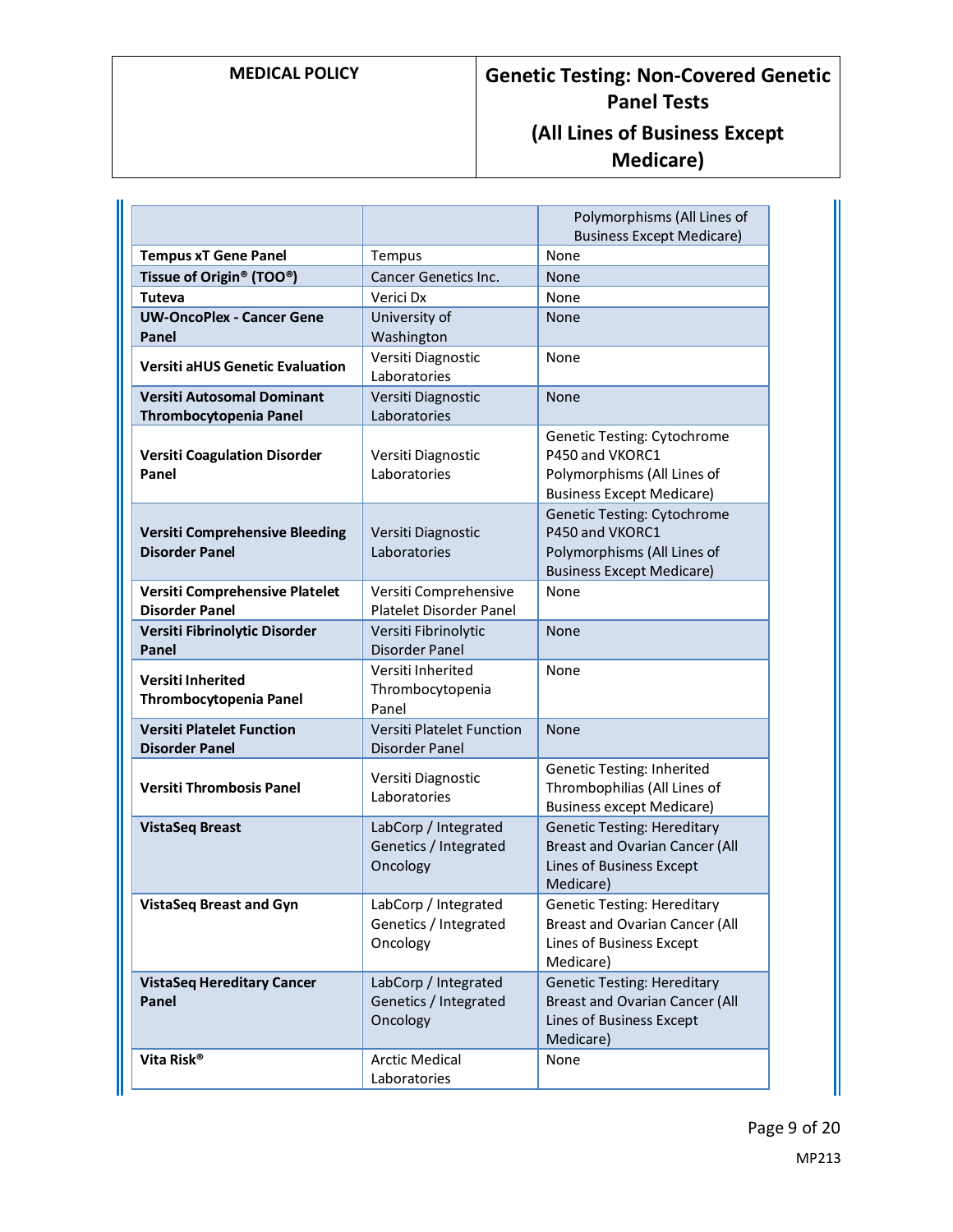| | | Polymorphisms (All Lines of Business Except Medicare) |
|---|---|---|
| **Tempus xT Gene Panel** | Tempus | None |
| **Tissue of Origin® (TOO®)** | Cancer Genetics Inc. | None |
| **Tuteva** | Verici Dx | None |
| **UW-OncoPlex - Cancer Gene Panel** | University of Washington | None |
| **Versiti aHUS Genetic Evaluation** | Versiti Diagnostic Laboratories | None |
| **Versiti Autosomal Dominant Thrombocytopenia Panel** | Versiti Diagnostic Laboratories | None |
| **Versiti Coagulation Disorder Panel** | Versiti Diagnostic Laboratories | Genetic Testing: Cytochrome P450 and VKORC1 Polymorphisms (All Lines of Business Except Medicare) |
| **Versiti Comprehensive Bleeding Disorder Panel** | Versiti Diagnostic Laboratories | Genetic Testing: Cytochrome P450 and VKORC1 Polymorphisms (All Lines of Business Except Medicare) |
| **Versiti Comprehensive Platelet Disorder Panel** | Versiti Comprehensive Platelet Disorder Panel | None |
| **Versiti Fibrinolytic Disorder Panel** | Versiti Fibrinolytic Disorder Panel | None |
| **Versiti Inherited Thrombocytopenia Panel** | Versiti Inherited Thrombocytopenia Panel | None |
| **Versiti Platelet Function Disorder Panel** | Versiti Platelet Function Disorder Panel | None |
| **Versiti Thrombosis Panel** | Versiti Diagnostic Laboratories | Genetic Testing: Inherited Thrombophilias (All Lines of Business except Medicare) |
| **VistaSeq Breast** | LabCorp / Integrated Genetics / Integrated Oncology | Genetic Testing: Hereditary Breast and Ovarian Cancer (All Lines of Business Except Medicare) |
| **VistaSeq Breast and Gyn** | LabCorp / Integrated Genetics / Integrated Oncology | Genetic Testing: Hereditary Breast and Ovarian Cancer (All Lines of Business Except Medicare) |
| **VistaSeq Hereditary Cancer Panel** | LabCorp / Integrated Genetics / Integrated Oncology | Genetic Testing: Hereditary Breast and Ovarian Cancer (All Lines of Business Except Medicare) |
| **Vita Risk®** | Arctic Medical Laboratories | None |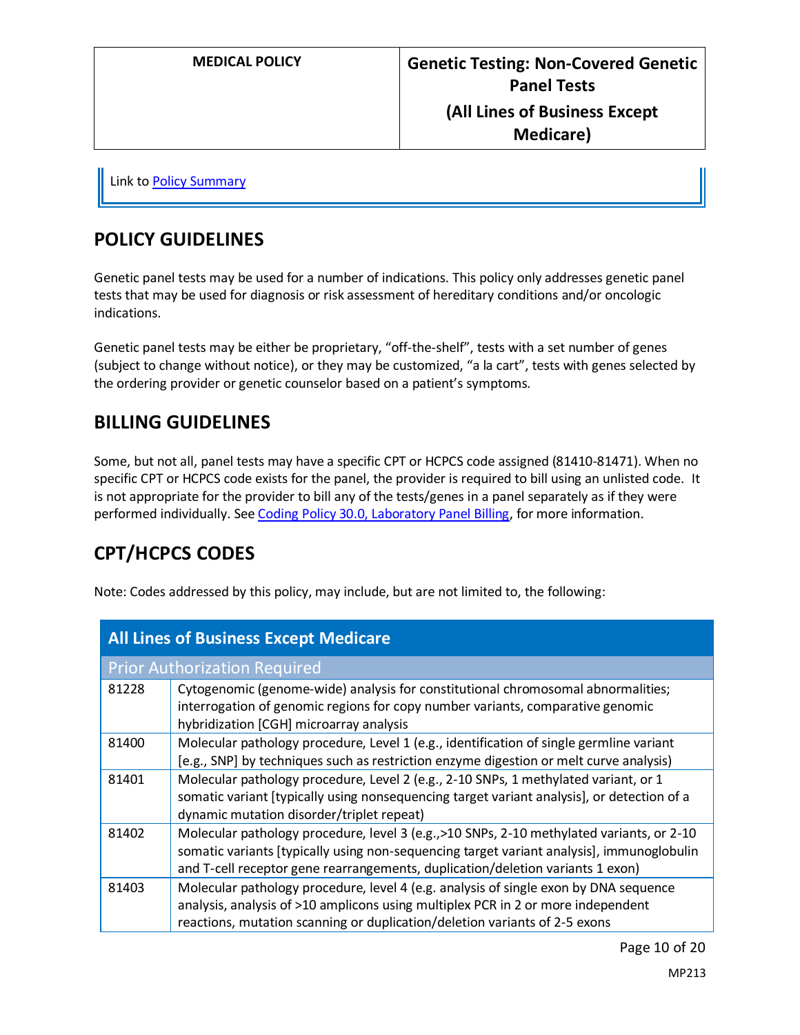| MEDICAL POLICY | Genetic Testing: Non-Covered Genetic Panel Tests (All Lines of Business Except Medicare) |
|---|---|

Link to Policy Summary

## POLICY GUIDELINES

Genetic panel tests may be used for a number of indications. This policy only addresses genetic panel tests that may be used for diagnosis or risk assessment of hereditary conditions and/or oncologic indications.

Genetic panel tests may be either be proprietary, "off-the-shelf", tests with a set number of genes (subject to change without notice), or they may be customized, "a la cart", tests with genes selected by the ordering provider or genetic counselor based on a patient's symptoms.

## BILLING GUIDELINES

Some, but not all, panel tests may have a specific CPT or HCPCS code assigned (81410-81471). When no specific CPT or HCPCS code exists for the panel, the provider is required to bill using an unlisted code. It is not appropriate for the provider to bill any of the tests/genes in a panel separately as if they were performed individually. See Coding Policy 30.0, Laboratory Panel Billing, for more information.

## CPT/HCPCS CODES

Note: Codes addressed by this policy, may include, but are not limited to, the following:

| All Lines of Business Except Medicare | |
|---|---|
| **Prior Authorization Required** | |
| 81228 | Cytogenomic (genome-wide) analysis for constitutional chromosomal abnormalities; interrogation of genomic regions for copy number variants, comparative genomic hybridization [CGH] microarray analysis |
| 81400 | Molecular pathology procedure, Level 1 (e.g., identification of single germline variant [e.g., SNP] by techniques such as restriction enzyme digestion or melt curve analysis) |
| 81401 | Molecular pathology procedure, Level 2 (e.g., 2-10 SNPs, 1 methylated variant, or 1 somatic variant [typically using nonsequencing target variant analysis], or detection of a dynamic mutation disorder/triplet repeat) |
| 81402 | Molecular pathology procedure, level 3 (e.g.,>10 SNPs, 2-10 methylated variants, or 2-10 somatic variants [typically using non-sequencing target variant analysis], immunoglobulin and T-cell receptor gene rearrangements, duplication/deletion variants 1 exon) |
| 81403 | Molecular pathology procedure, level 4 (e.g. analysis of single exon by DNA sequence analysis, analysis of >10 amplicons using multiplex PCR in 2 or more independent reactions, mutation scanning or duplication/deletion variants of 2-5 exons |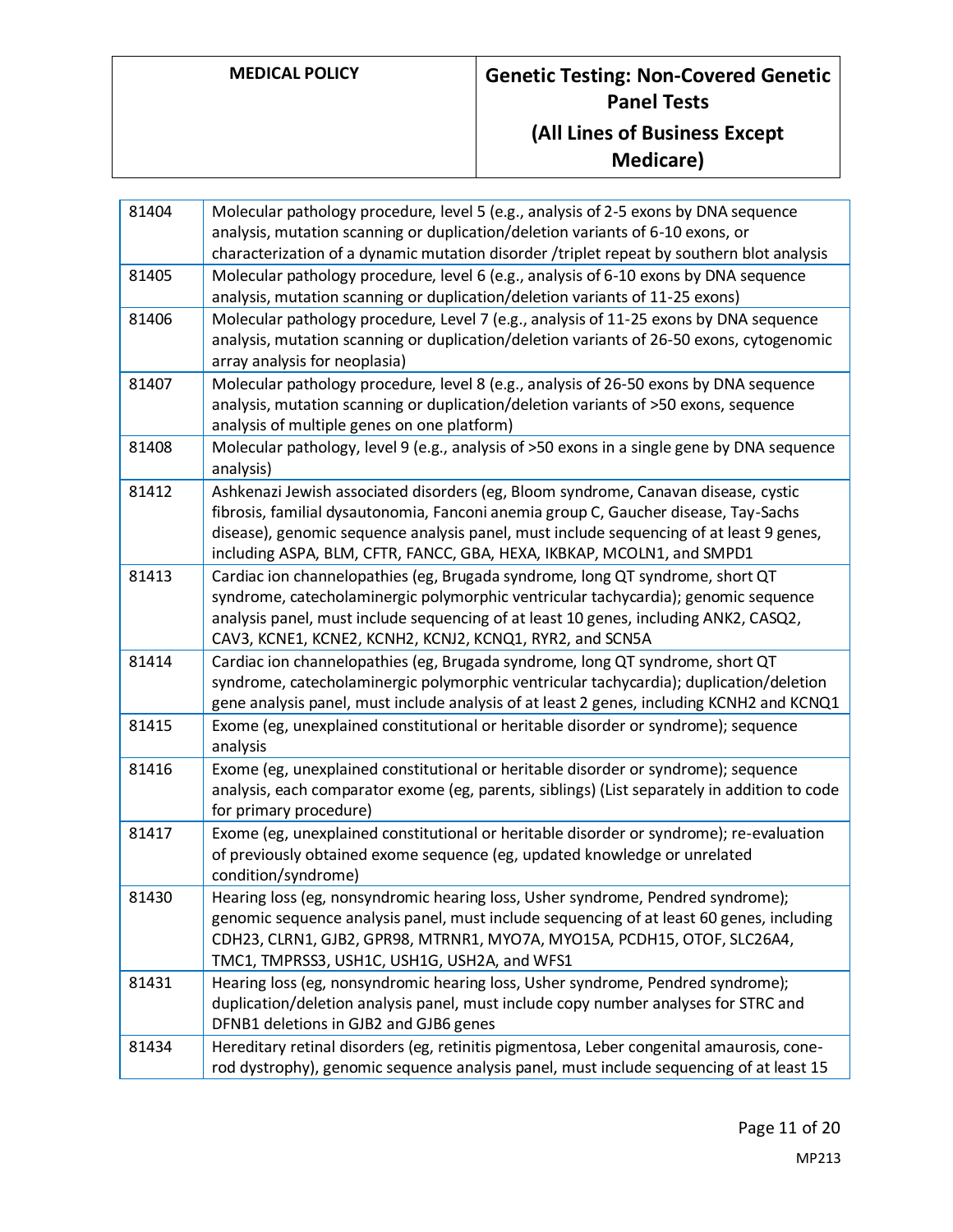| | |
|---|---|
| 81404 | Molecular pathology procedure, level 5 (e.g., analysis of 2-5 exons by DNA sequence analysis, mutation scanning or duplication/deletion variants of 6-10 exons, or characterization of a dynamic mutation disorder /triplet repeat by southern blot analysis |
| 81405 | Molecular pathology procedure, level 6 (e.g., analysis of 6-10 exons by DNA sequence analysis, mutation scanning or duplication/deletion variants of 11-25 exons) |
| 81406 | Molecular pathology procedure, Level 7 (e.g., analysis of 11-25 exons by DNA sequence analysis, mutation scanning or duplication/deletion variants of 26-50 exons, cytogenomic array analysis for neoplasia) |
| 81407 | Molecular pathology procedure, level 8 (e.g., analysis of 26-50 exons by DNA sequence analysis, mutation scanning or duplication/deletion variants of >50 exons, sequence analysis of multiple genes on one platform) |
| 81408 | Molecular pathology, level 9 (e.g., analysis of >50 exons in a single gene by DNA sequence analysis) |
| 81412 | Ashkenazi Jewish associated disorders (eg, Bloom syndrome, Canavan disease, cystic fibrosis, familial dysautonomia, Fanconi anemia group C, Gaucher disease, Tay-Sachs disease), genomic sequence analysis panel, must include sequencing of at least 9 genes, including ASPA, BLM, CFTR, FANCC, GBA, HEXA, IKBKAP, MCOLN1, and SMPD1 |
| 81413 | Cardiac ion channelopathies (eg, Brugada syndrome, long QT syndrome, short QT syndrome, catecholaminergic polymorphic ventricular tachycardia); genomic sequence analysis panel, must include sequencing of at least 10 genes, including ANK2, CASQ2, CAV3, KCNE1, KCNE2, KCNH2, KCNJ2, KCNQ1, RYR2, and SCN5A |
| 81414 | Cardiac ion channelopathies (eg, Brugada syndrome, long QT syndrome, short QT syndrome, catecholaminergic polymorphic ventricular tachycardia); duplication/deletion gene analysis panel, must include analysis of at least 2 genes, including KCNH2 and KCNQ1 |
| 81415 | Exome (eg, unexplained constitutional or heritable disorder or syndrome); sequence analysis |
| 81416 | Exome (eg, unexplained constitutional or heritable disorder or syndrome); sequence analysis, each comparator exome (eg, parents, siblings) (List separately in addition to code for primary procedure) |
| 81417 | Exome (eg, unexplained constitutional or heritable disorder or syndrome); re-evaluation of previously obtained exome sequence (eg, updated knowledge or unrelated condition/syndrome) |
| 81430 | Hearing loss (eg, nonsyndromic hearing loss, Usher syndrome, Pendred syndrome); genomic sequence analysis panel, must include sequencing of at least 60 genes, including CDH23, CLRN1, GJB2, GPR98, MTRNR1, MYO7A, MYO15A, PCDH15, OTOF, SLC26A4, TMC1, TMPRSS3, USH1C, USH1G, USH2A, and WFS1 |
| 81431 | Hearing loss (eg, nonsyndromic hearing loss, Usher syndrome, Pendred syndrome); duplication/deletion analysis panel, must include copy number analyses for STRC and DFNB1 deletions in GJB2 and GJB6 genes |
| 81434 | Hereditary retinal disorders (eg, retinitis pigmentosa, Leber congenital amaurosis, cone-rod dystrophy), genomic sequence analysis panel, must include sequencing of at least 15 |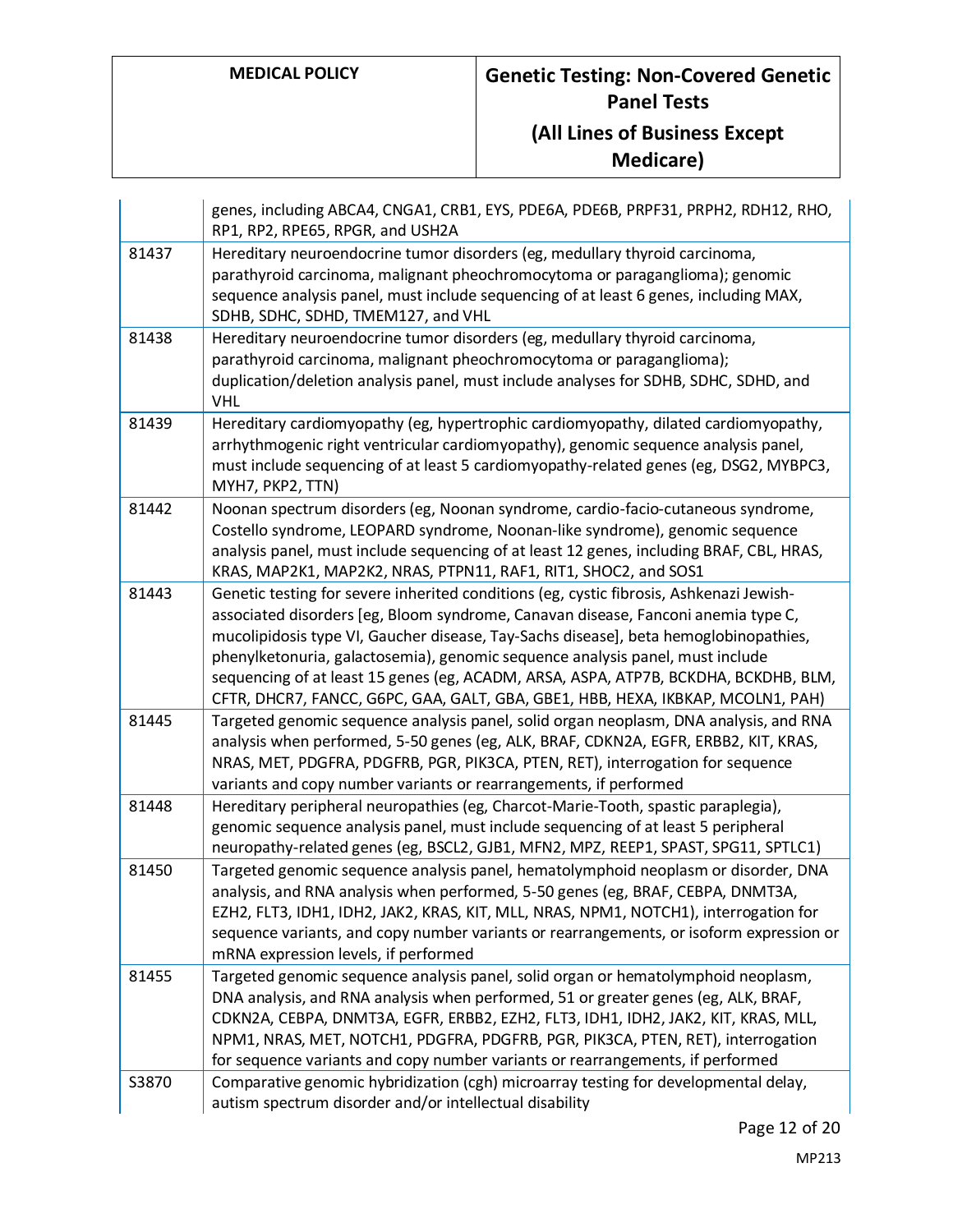| | |
|---|---|
| | genes, including ABCA4, CNGA1, CRB1, EYS, PDE6A, PDE6B, PRPF31, PRPH2, RDH12, RHO, RP1, RP2, RPE65, RPGR, and USH2A |
| 81437 | Hereditary neuroendocrine tumor disorders (eg, medullary thyroid carcinoma, parathyroid carcinoma, malignant pheochromocytoma or paraganglioma); genomic sequence analysis panel, must include sequencing of at least 6 genes, including MAX, SDHB, SDHC, SDHD, TMEM127, and VHL |
| 81438 | Hereditary neuroendocrine tumor disorders (eg, medullary thyroid carcinoma, parathyroid carcinoma, malignant pheochromocytoma or paraganglioma); duplication/deletion analysis panel, must include analyses for SDHB, SDHC, SDHD, and VHL |
| 81439 | Hereditary cardiomyopathy (eg, hypertrophic cardiomyopathy, dilated cardiomyopathy, arrhythmogenic right ventricular cardiomyopathy), genomic sequence analysis panel, must include sequencing of at least 5 cardiomyopathy-related genes (eg, DSG2, MYBPC3, MYH7, PKP2, TTN) |
| 81442 | Noonan spectrum disorders (eg, Noonan syndrome, cardio-facio-cutaneous syndrome, Costello syndrome, LEOPARD syndrome, Noonan-like syndrome), genomic sequence analysis panel, must include sequencing of at least 12 genes, including BRAF, CBL, HRAS, KRAS, MAP2K1, MAP2K2, NRAS, PTPN11, RAF1, RIT1, SHOC2, and SOS1 |
| 81443 | Genetic testing for severe inherited conditions (eg, cystic fibrosis, Ashkenazi Jewish-associated disorders [eg, Bloom syndrome, Canavan disease, Fanconi anemia type C, mucolipidosis type VI, Gaucher disease, Tay-Sachs disease], beta hemoglobinopathies, phenylketonuria, galactosemia), genomic sequence analysis panel, must include sequencing of at least 15 genes (eg, ACADM, ARSA, ASPA, ATP7B, BCKDHA, BCKDHB, BLM, CFTR, DHCR7, FANCC, G6PC, GAA, GALT, GBA, GBE1, HBB, HEXA, IKBKAP, MCOLN1, PAH) |
| 81445 | Targeted genomic sequence analysis panel, solid organ neoplasm, DNA analysis, and RNA analysis when performed, 5-50 genes (eg, ALK, BRAF, CDKN2A, EGFR, ERBB2, KIT, KRAS, NRAS, MET, PDGFRA, PDGFRB, PGR, PIK3CA, PTEN, RET), interrogation for sequence variants and copy number variants or rearrangements, if performed |
| 81448 | Hereditary peripheral neuropathies (eg, Charcot-Marie-Tooth, spastic paraplegia), genomic sequence analysis panel, must include sequencing of at least 5 peripheral neuropathy-related genes (eg, BSCL2, GJB1, MFN2, MPZ, REEP1, SPAST, SPG11, SPTLC1) |
| 81450 | Targeted genomic sequence analysis panel, hematolymphoid neoplasm or disorder, DNA analysis, and RNA analysis when performed, 5-50 genes (eg, BRAF, CEBPA, DNMT3A, EZH2, FLT3, IDH1, IDH2, JAK2, KRAS, KIT, MLL, NRAS, NPM1, NOTCH1), interrogation for sequence variants, and copy number variants or rearrangements, or isoform expression or mRNA expression levels, if performed |
| 81455 | Targeted genomic sequence analysis panel, solid organ or hematolymphoid neoplasm, DNA analysis, and RNA analysis when performed, 51 or greater genes (eg, ALK, BRAF, CDKN2A, CEBPA, DNMT3A, EGFR, ERBB2, EZH2, FLT3, IDH1, IDH2, JAK2, KIT, KRAS, MLL, NPM1, NRAS, MET, NOTCH1, PDGFRA, PDGFRB, PGR, PIK3CA, PTEN, RET), interrogation for sequence variants and copy number variants or rearrangements, if performed |
| S3870 | Comparative genomic hybridization (cgh) microarray testing for developmental delay, autism spectrum disorder and/or intellectual disability |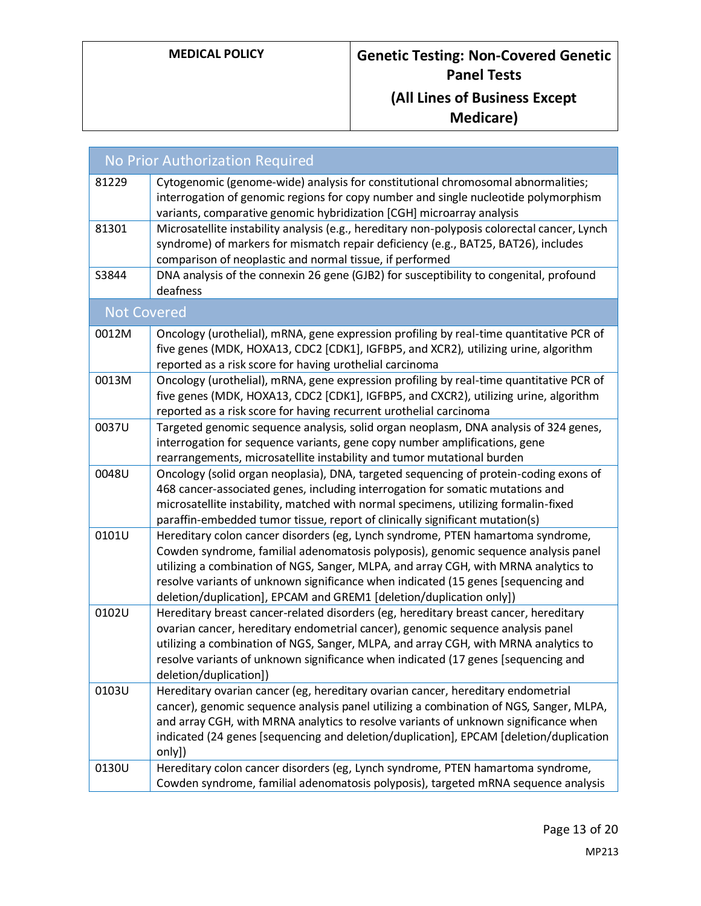| No Prior Authorization Required | |
|---|---|
| 81229 | Cytogenomic (genome-wide) analysis for constitutional chromosomal abnormalities; interrogation of genomic regions for copy number and single nucleotide polymorphism variants, comparative genomic hybridization [CGH] microarray analysis |
| 81301 | Microsatellite instability analysis (e.g., hereditary non-polyposis colorectal cancer, Lynch syndrome) of markers for mismatch repair deficiency (e.g., BAT25, BAT26), includes comparison of neoplastic and normal tissue, if performed |
| S3844 | DNA analysis of the connexin 26 gene (GJB2) for susceptibility to congenital, profound deafness |
| **Not Covered** | |
| 0012M | Oncology (urothelial), mRNA, gene expression profiling by real-time quantitative PCR of five genes (MDK, HOXA13, CDC2 [CDK1], IGFBP5, and XCR2), utilizing urine, algorithm reported as a risk score for having urothelial carcinoma |
| 0013M | Oncology (urothelial), mRNA, gene expression profiling by real-time quantitative PCR of five genes (MDK, HOXA13, CDC2 [CDK1], IGFBP5, and CXCR2), utilizing urine, algorithm reported as a risk score for having recurrent urothelial carcinoma |
| 0037U | Targeted genomic sequence analysis, solid organ neoplasm, DNA analysis of 324 genes, interrogation for sequence variants, gene copy number amplifications, gene rearrangements, microsatellite instability and tumor mutational burden |
| 0048U | Oncology (solid organ neoplasia), DNA, targeted sequencing of protein-coding exons of 468 cancer-associated genes, including interrogation for somatic mutations and microsatellite instability, matched with normal specimens, utilizing formalin-fixed paraffin-embedded tumor tissue, report of clinically significant mutation(s) |
| 0101U | Hereditary colon cancer disorders (eg, Lynch syndrome, PTEN hamartoma syndrome, Cowden syndrome, familial adenomatosis polyposis), genomic sequence analysis panel utilizing a combination of NGS, Sanger, MLPA, and array CGH, with MRNA analytics to resolve variants of unknown significance when indicated (15 genes [sequencing and deletion/duplication], EPCAM and GREM1 [deletion/duplication only]) |
| 0102U | Hereditary breast cancer-related disorders (eg, hereditary breast cancer, hereditary ovarian cancer, hereditary endometrial cancer), genomic sequence analysis panel utilizing a combination of NGS, Sanger, MLPA, and array CGH, with MRNA analytics to resolve variants of unknown significance when indicated (17 genes [sequencing and deletion/duplication]) |
| 0103U | Hereditary ovarian cancer (eg, hereditary ovarian cancer, hereditary endometrial cancer), genomic sequence analysis panel utilizing a combination of NGS, Sanger, MLPA, and array CGH, with MRNA analytics to resolve variants of unknown significance when indicated (24 genes [sequencing and deletion/duplication], EPCAM [deletion/duplication only]) |
| 0130U | Hereditary colon cancer disorders (eg, Lynch syndrome, PTEN hamartoma syndrome, Cowden syndrome, familial adenomatosis polyposis), targeted mRNA sequence analysis |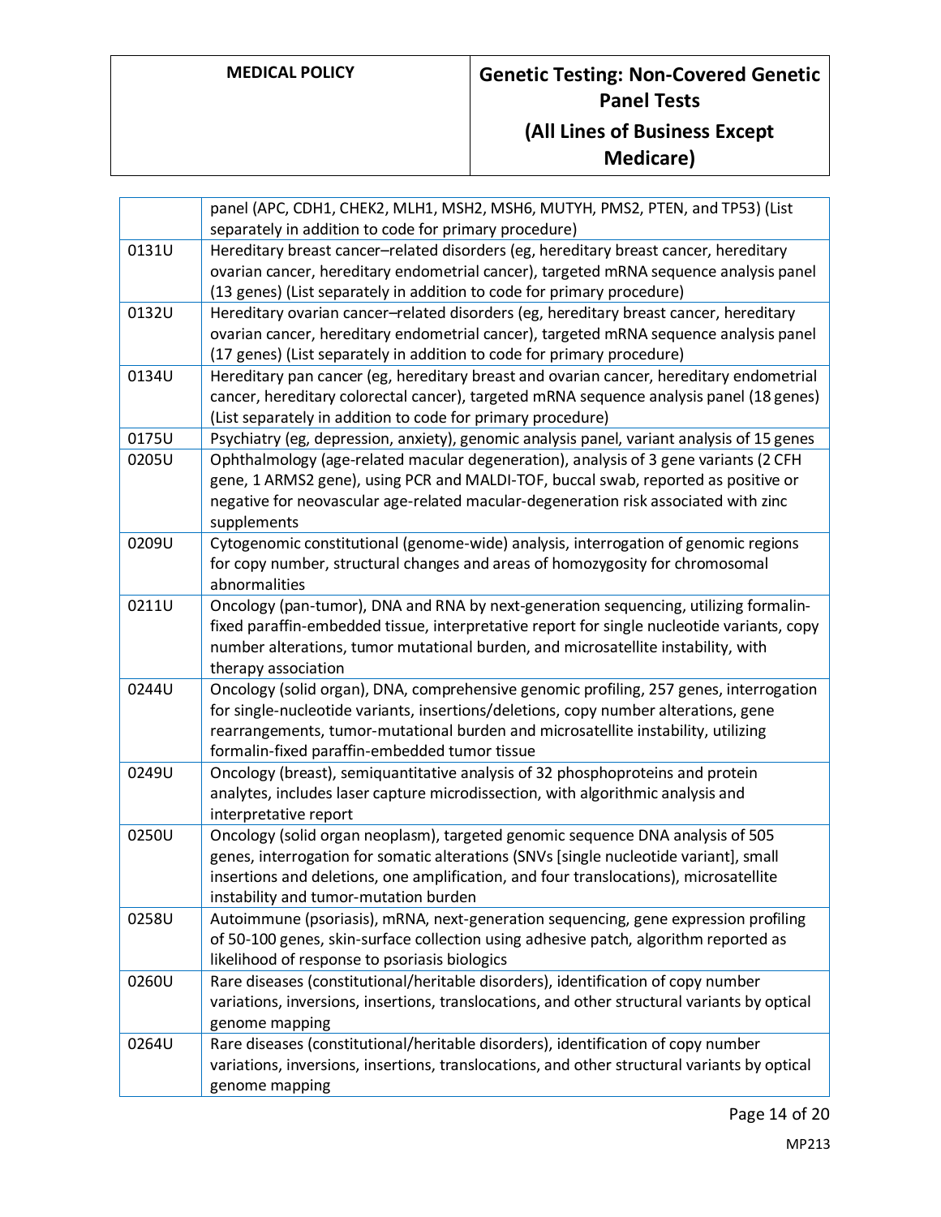| | |
|---|---|
| | panel (APC, CDH1, CHEK2, MLH1, MSH2, MSH6, MUTYH, PMS2, PTEN, and TP53) (List separately in addition to code for primary procedure) |
| 0131U | Hereditary breast cancer–related disorders (eg, hereditary breast cancer, hereditary ovarian cancer, hereditary endometrial cancer), targeted mRNA sequence analysis panel (13 genes) (List separately in addition to code for primary procedure) |
| 0132U | Hereditary ovarian cancer–related disorders (eg, hereditary breast cancer, hereditary ovarian cancer, hereditary endometrial cancer), targeted mRNA sequence analysis panel (17 genes) (List separately in addition to code for primary procedure) |
| 0134U | Hereditary pan cancer (eg, hereditary breast and ovarian cancer, hereditary endometrial cancer, hereditary colorectal cancer), targeted mRNA sequence analysis panel (18 genes) (List separately in addition to code for primary procedure) |
| 0175U | Psychiatry (eg, depression, anxiety), genomic analysis panel, variant analysis of 15 genes |
| 0205U | Ophthalmology (age-related macular degeneration), analysis of 3 gene variants (2 CFH gene, 1 ARMS2 gene), using PCR and MALDI-TOF, buccal swab, reported as positive or negative for neovascular age-related macular-degeneration risk associated with zinc supplements |
| 0209U | Cytogenomic constitutional (genome-wide) analysis, interrogation of genomic regions for copy number, structural changes and areas of homozygosity for chromosomal abnormalities |
| 0211U | Oncology (pan-tumor), DNA and RNA by next-generation sequencing, utilizing formalin-fixed paraffin-embedded tissue, interpretative report for single nucleotide variants, copy number alterations, tumor mutational burden, and microsatellite instability, with therapy association |
| 0244U | Oncology (solid organ), DNA, comprehensive genomic profiling, 257 genes, interrogation for single-nucleotide variants, insertions/deletions, copy number alterations, gene rearrangements, tumor-mutational burden and microsatellite instability, utilizing formalin-fixed paraffin-embedded tumor tissue |
| 0249U | Oncology (breast), semiquantitative analysis of 32 phosphoproteins and protein analytes, includes laser capture microdissection, with algorithmic analysis and interpretative report |
| 0250U | Oncology (solid organ neoplasm), targeted genomic sequence DNA analysis of 505 genes, interrogation for somatic alterations (SNVs [single nucleotide variant], small insertions and deletions, one amplification, and four translocations), microsatellite instability and tumor-mutation burden |
| 0258U | Autoimmune (psoriasis), mRNA, next-generation sequencing, gene expression profiling of 50-100 genes, skin-surface collection using adhesive patch, algorithm reported as likelihood of response to psoriasis biologics |
| 0260U | Rare diseases (constitutional/heritable disorders), identification of copy number variations, inversions, insertions, translocations, and other structural variants by optical genome mapping |
| 0264U | Rare diseases (constitutional/heritable disorders), identification of copy number variations, inversions, insertions, translocations, and other structural variants by optical genome mapping |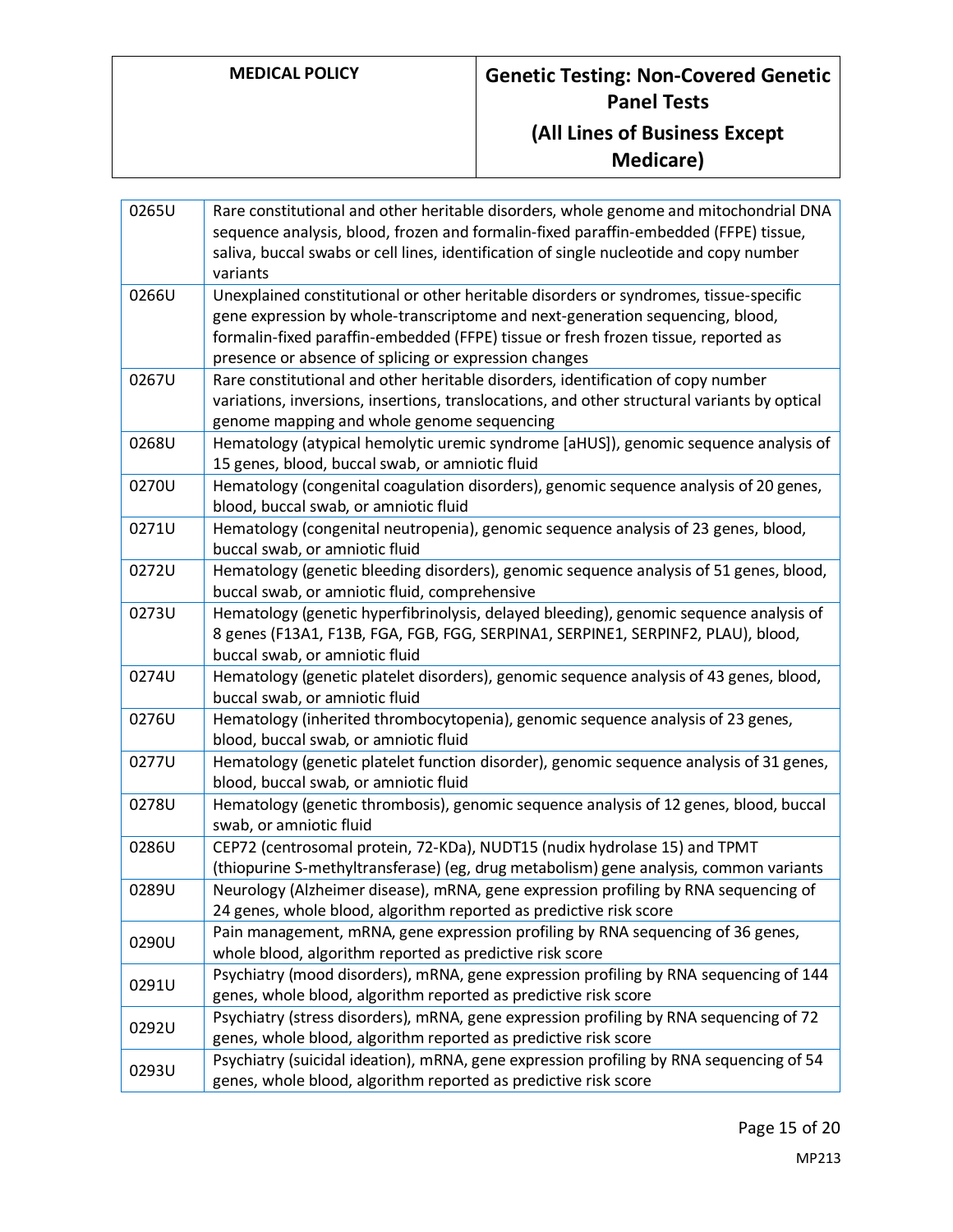| | |
|---|---|
| 0265U | Rare constitutional and other heritable disorders, whole genome and mitochondrial DNA sequence analysis, blood, frozen and formalin-fixed paraffin-embedded (FFPE) tissue, saliva, buccal swabs or cell lines, identification of single nucleotide and copy number variants |
| 0266U | Unexplained constitutional or other heritable disorders or syndromes, tissue-specific gene expression by whole-transcriptome and next-generation sequencing, blood, formalin-fixed paraffin-embedded (FFPE) tissue or fresh frozen tissue, reported as presence or absence of splicing or expression changes |
| 0267U | Rare constitutional and other heritable disorders, identification of copy number variations, inversions, insertions, translocations, and other structural variants by optical genome mapping and whole genome sequencing |
| 0268U | Hematology (atypical hemolytic uremic syndrome [aHUS]), genomic sequence analysis of 15 genes, blood, buccal swab, or amniotic fluid |
| 0270U | Hematology (congenital coagulation disorders), genomic sequence analysis of 20 genes, blood, buccal swab, or amniotic fluid |
| 0271U | Hematology (congenital neutropenia), genomic sequence analysis of 23 genes, blood, buccal swab, or amniotic fluid |
| 0272U | Hematology (genetic bleeding disorders), genomic sequence analysis of 51 genes, blood, buccal swab, or amniotic fluid, comprehensive |
| 0273U | Hematology (genetic hyperfibrinolysis, delayed bleeding), genomic sequence analysis of 8 genes (F13A1, F13B, FGA, FGB, FGG, SERPINA1, SERPINE1, SERPINF2, PLAU), blood, buccal swab, or amniotic fluid |
| 0274U | Hematology (genetic platelet disorders), genomic sequence analysis of 43 genes, blood, buccal swab, or amniotic fluid |
| 0276U | Hematology (inherited thrombocytopenia), genomic sequence analysis of 23 genes, blood, buccal swab, or amniotic fluid |
| 0277U | Hematology (genetic platelet function disorder), genomic sequence analysis of 31 genes, blood, buccal swab, or amniotic fluid |
| 0278U | Hematology (genetic thrombosis), genomic sequence analysis of 12 genes, blood, buccal swab, or amniotic fluid |
| 0286U | CEP72 (centrosomal protein, 72-KDa), NUDT15 (nudix hydrolase 15) and TPMT (thiopurine S-methyltransferase) (eg, drug metabolism) gene analysis, common variants |
| 0289U | Neurology (Alzheimer disease), mRNA, gene expression profiling by RNA sequencing of 24 genes, whole blood, algorithm reported as predictive risk score |
| 0290U | Pain management, mRNA, gene expression profiling by RNA sequencing of 36 genes, whole blood, algorithm reported as predictive risk score |
| 0291U | Psychiatry (mood disorders), mRNA, gene expression profiling by RNA sequencing of 144 genes, whole blood, algorithm reported as predictive risk score |
| 0292U | Psychiatry (stress disorders), mRNA, gene expression profiling by RNA sequencing of 72 genes, whole blood, algorithm reported as predictive risk score |
| 0293U | Psychiatry (suicidal ideation), mRNA, gene expression profiling by RNA sequencing of 54 genes, whole blood, algorithm reported as predictive risk score |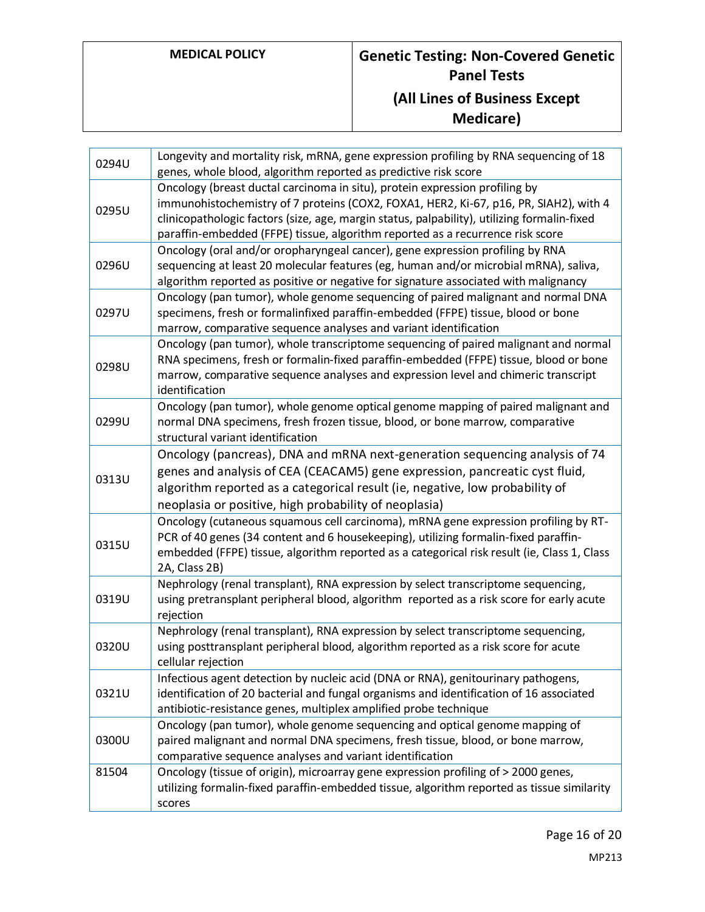| | |
|---|---|
| 0294U | Longevity and mortality risk, mRNA, gene expression profiling by RNA sequencing of 18 genes, whole blood, algorithm reported as predictive risk score |
| 0295U | Oncology (breast ductal carcinoma in situ), protein expression profiling by immunohistochemistry of 7 proteins (COX2, FOXA1, HER2, Ki-67, p16, PR, SIAH2), with 4 clinicopathologic factors (size, age, margin status, palpability), utilizing formalin-fixed paraffin-embedded (FFPE) tissue, algorithm reported as a recurrence risk score |
| 0296U | Oncology (oral and/or oropharyngeal cancer), gene expression profiling by RNA sequencing at least 20 molecular features (eg, human and/or microbial mRNA), saliva, algorithm reported as positive or negative for signature associated with malignancy |
| 0297U | Oncology (pan tumor), whole genome sequencing of paired malignant and normal DNA specimens, fresh or formalinfixed paraffin-embedded (FFPE) tissue, blood or bone marrow, comparative sequence analyses and variant identification |
| 0298U | Oncology (pan tumor), whole transcriptome sequencing of paired malignant and normal RNA specimens, fresh or formalin-fixed paraffin-embedded (FFPE) tissue, blood or bone marrow, comparative sequence analyses and expression level and chimeric transcript identification |
| 0299U | Oncology (pan tumor), whole genome optical genome mapping of paired malignant and normal DNA specimens, fresh frozen tissue, blood, or bone marrow, comparative structural variant identification |
| 0313U | Oncology (pancreas), DNA and mRNA next-generation sequencing analysis of 74 genes and analysis of CEA (CEACAM5) gene expression, pancreatic cyst fluid, algorithm reported as a categorical result (ie, negative, low probability of neoplasia or positive, high probability of neoplasia) |
| 0315U | Oncology (cutaneous squamous cell carcinoma), mRNA gene expression profiling by RT-PCR of 40 genes (34 content and 6 housekeeping), utilizing formalin-fixed paraffin-embedded (FFPE) tissue, algorithm reported as a categorical risk result (ie, Class 1, Class 2A, Class 2B) |
| 0319U | Nephrology (renal transplant), RNA expression by select transcriptome sequencing, using pretransplant peripheral blood, algorithm reported as a risk score for early acute rejection |
| 0320U | Nephrology (renal transplant), RNA expression by select transcriptome sequencing, using posttransplant peripheral blood, algorithm reported as a risk score for acute cellular rejection |
| 0321U | Infectious agent detection by nucleic acid (DNA or RNA), genitourinary pathogens, identification of 20 bacterial and fungal organisms and identification of 16 associated antibiotic-resistance genes, multiplex amplified probe technique |
| 0300U | Oncology (pan tumor), whole genome sequencing and optical genome mapping of paired malignant and normal DNA specimens, fresh tissue, blood, or bone marrow, comparative sequence analyses and variant identification |
| 81504 | Oncology (tissue of origin), microarray gene expression profiling of > 2000 genes, utilizing formalin-fixed paraffin-embedded tissue, algorithm reported as tissue similarity scores |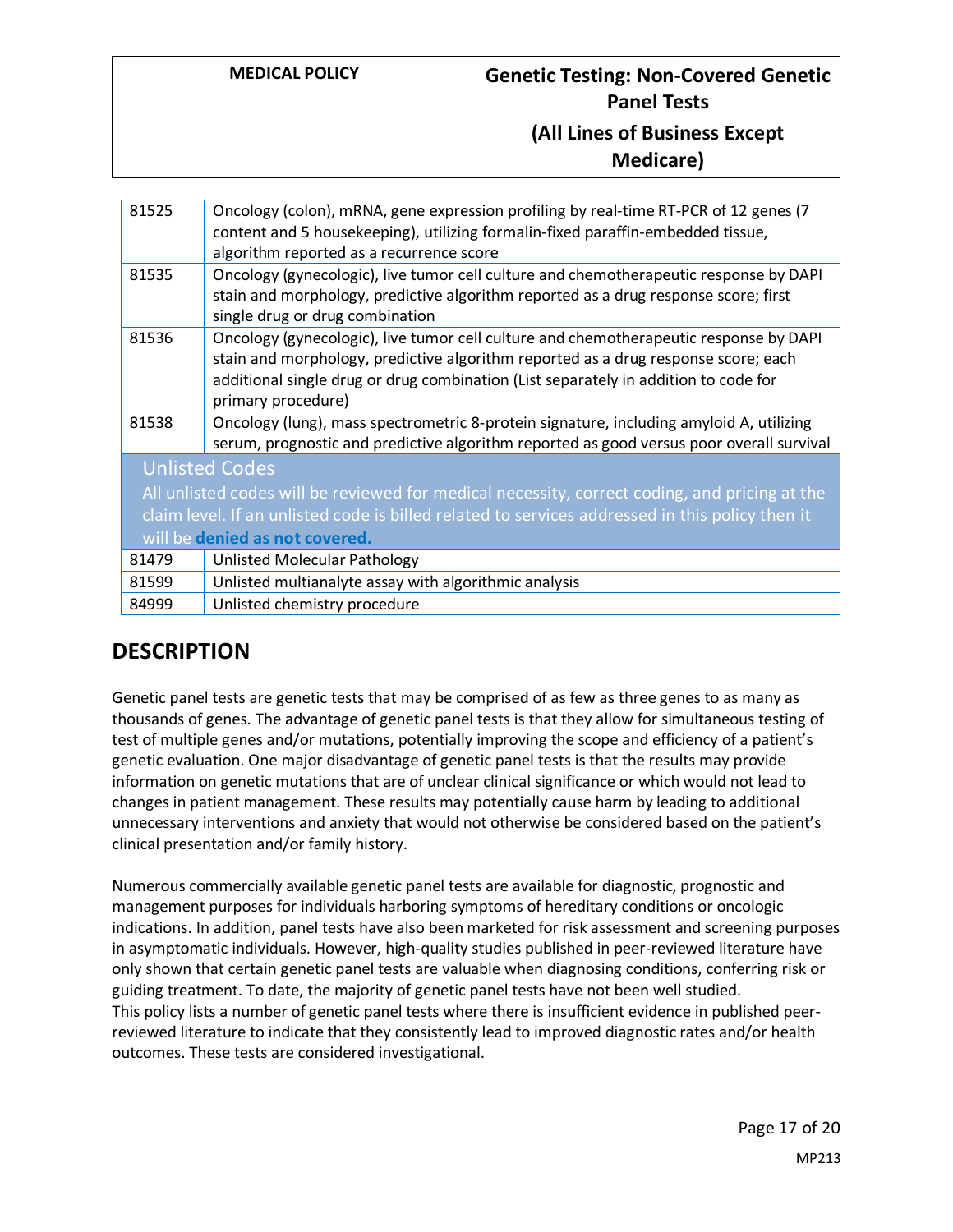| | |
|---|---|
| 81525 | Oncology (colon), mRNA, gene expression profiling by real-time RT-PCR of 12 genes (7 content and 5 housekeeping), utilizing formalin-fixed paraffin-embedded tissue, algorithm reported as a recurrence score |
| 81535 | Oncology (gynecologic), live tumor cell culture and chemotherapeutic response by DAPI stain and morphology, predictive algorithm reported as a drug response score; first single drug or drug combination |
| 81536 | Oncology (gynecologic), live tumor cell culture and chemotherapeutic response by DAPI stain and morphology, predictive algorithm reported as a drug response score; each additional single drug or drug combination (List separately in addition to code for primary procedure) |
| 81538 | Oncology (lung), mass spectrometric 8-protein signature, including amyloid A, utilizing serum, prognostic and predictive algorithm reported as good versus poor overall survival |
| **Unlisted Codes** All unlisted codes will be reviewed for medical necessity, correct coding, and pricing at the claim level. If an unlisted code is billed related to services addressed in this policy then it will be **denied as not covered.** | |
| 81479 | Unlisted Molecular Pathology |
| 81599 | Unlisted multianalyte assay with algorithmic analysis |
| 84999 | Unlisted chemistry procedure |

## DESCRIPTION

Genetic panel tests are genetic tests that may be comprised of as few as three genes to as many as thousands of genes. The advantage of genetic panel tests is that they allow for simultaneous testing of test of multiple genes and/or mutations, potentially improving the scope and efficiency of a patient's genetic evaluation. One major disadvantage of genetic panel tests is that the results may provide information on genetic mutations that are of unclear clinical significance or which would not lead to changes in patient management. These results may potentially cause harm by leading to additional unnecessary interventions and anxiety that would not otherwise be considered based on the patient's clinical presentation and/or family history.

Numerous commercially available genetic panel tests are available for diagnostic, prognostic and management purposes for individuals harboring symptoms of hereditary conditions or oncologic indications. In addition, panel tests have also been marketed for risk assessment and screening purposes in asymptomatic individuals. However, high-quality studies published in peer-reviewed literature have only shown that certain genetic panel tests are valuable when diagnosing conditions, conferring risk or guiding treatment. To date, the majority of genetic panel tests have not been well studied.
This policy lists a number of genetic panel tests where there is insufficient evidence in published peer-reviewed literature to indicate that they consistently lead to improved diagnostic rates and/or health outcomes. These tests are considered investigational.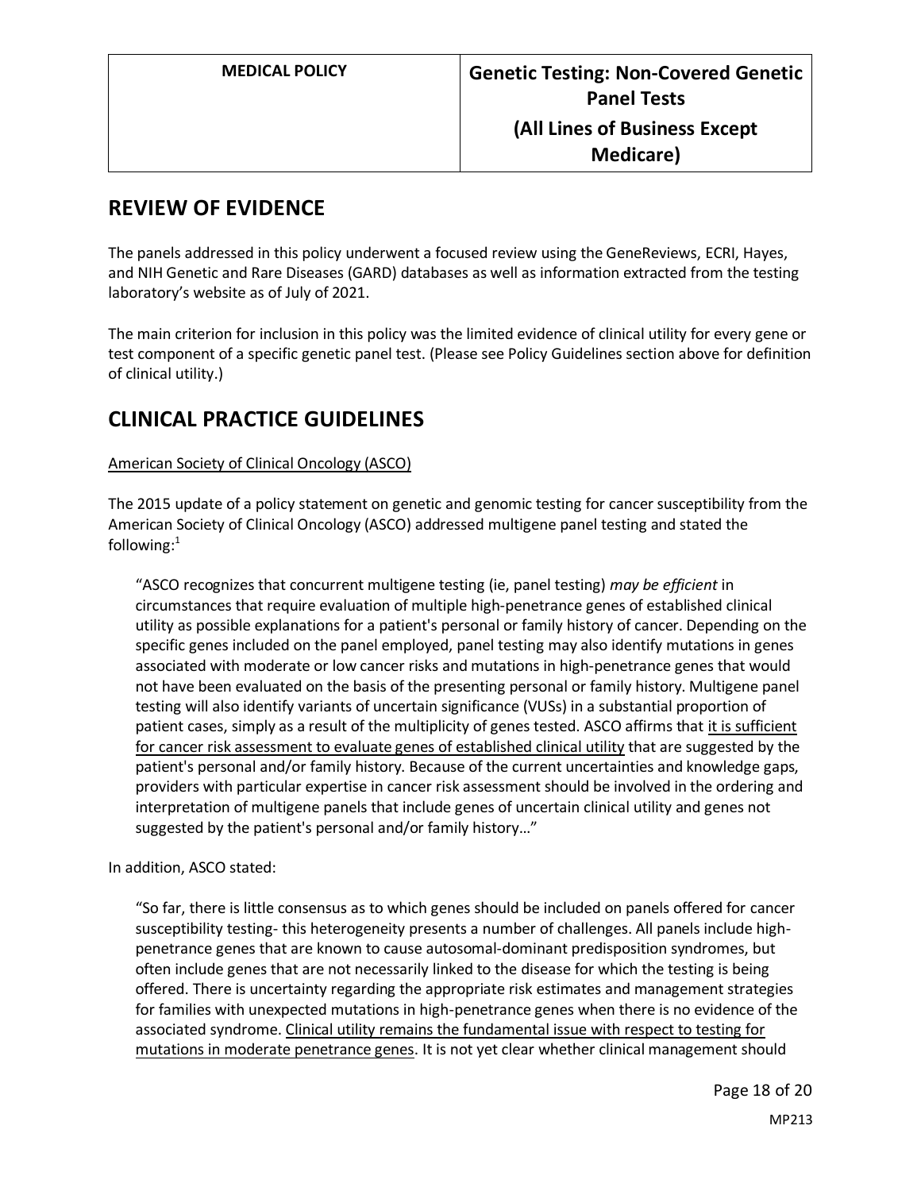## REVIEW OF EVIDENCE

The panels addressed in this policy underwent a focused review using the GeneReviews, ECRI, Hayes, and NIH Genetic and Rare Diseases (GARD) databases as well as information extracted from the testing laboratory's website as of July of 2021.

The main criterion for inclusion in this policy was the limited evidence of clinical utility for every gene or test component of a specific genetic panel test. (Please see Policy Guidelines section above for definition of clinical utility.)

## CLINICAL PRACTICE GUIDELINES

American Society of Clinical Oncology (ASCO)

The 2015 update of a policy statement on genetic and genomic testing for cancer susceptibility from the American Society of Clinical Oncology (ASCO) addressed multigene panel testing and stated the following:[1]

> "ASCO recognizes that concurrent multigene testing (ie, panel testing) *may be efficient* in circumstances that require evaluation of multiple high-penetrance genes of established clinical utility as possible explanations for a patient's personal or family history of cancer. Depending on the specific genes included on the panel employed, panel testing may also identify mutations in genes associated with moderate or low cancer risks and mutations in high-penetrance genes that would not have been evaluated on the basis of the presenting personal or family history. Multigene panel testing will also identify variants of uncertain significance (VUSs) in a substantial proportion of patient cases, simply as a result of the multiplicity of genes tested. ASCO affirms that it is sufficient for cancer risk assessment to evaluate genes of established clinical utility that are suggested by the patient's personal and/or family history. Because of the current uncertainties and knowledge gaps, providers with particular expertise in cancer risk assessment should be involved in the ordering and interpretation of multigene panels that include genes of uncertain clinical utility and genes not suggested by the patient's personal and/or family history…"

In addition, ASCO stated:

> "So far, there is little consensus as to which genes should be included on panels offered for cancer susceptibility testing- this heterogeneity presents a number of challenges. All panels include high-penetrance genes that are known to cause autosomal-dominant predisposition syndromes, but often include genes that are not necessarily linked to the disease for which the testing is being offered. There is uncertainty regarding the appropriate risk estimates and management strategies for families with unexpected mutations in high-penetrance genes when there is no evidence of the associated syndrome. Clinical utility remains the fundamental issue with respect to testing for mutations in moderate penetrance genes. It is not yet clear whether clinical management should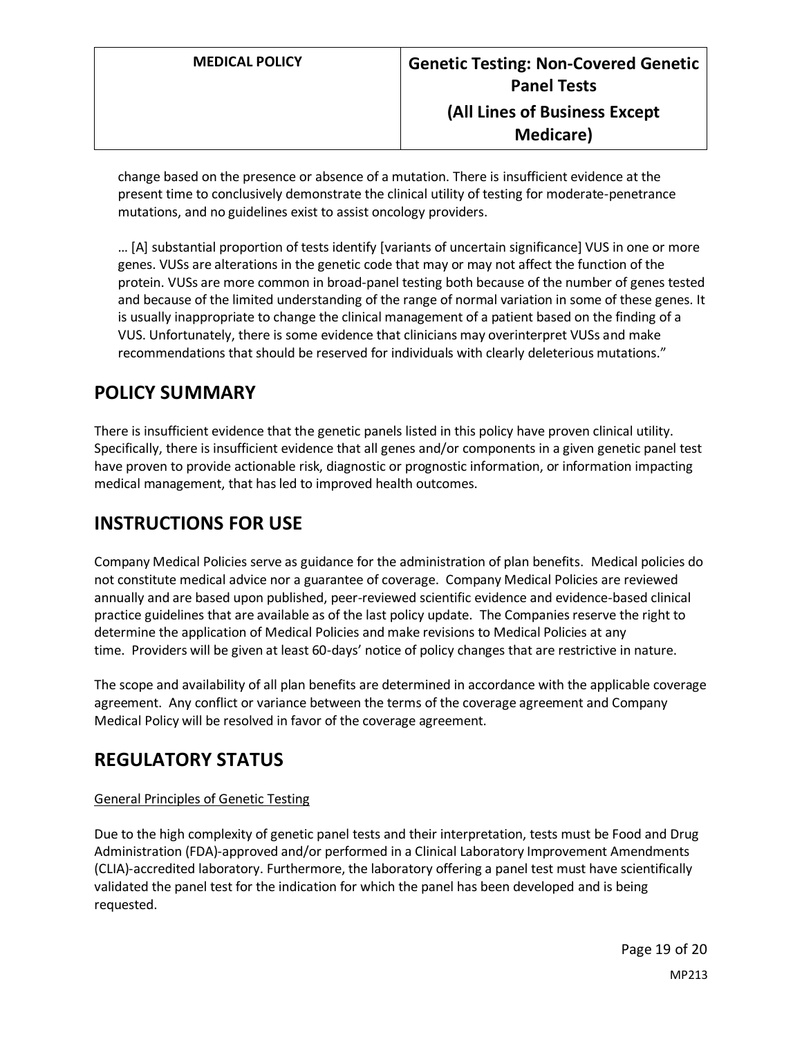change based on the presence or absence of a mutation. There is insufficient evidence at the present time to conclusively demonstrate the clinical utility of testing for moderate-penetrance mutations, and no guidelines exist to assist oncology providers.

… [A] substantial proportion of tests identify [variants of uncertain significance] VUS in one or more genes. VUSs are alterations in the genetic code that may or may not affect the function of the protein. VUSs are more common in broad-panel testing both because of the number of genes tested and because of the limited understanding of the range of normal variation in some of these genes. It is usually inappropriate to change the clinical management of a patient based on the finding of a VUS. Unfortunately, there is some evidence that clinicians may overinterpret VUSs and make recommendations that should be reserved for individuals with clearly deleterious mutations."

## POLICY SUMMARY

There is insufficient evidence that the genetic panels listed in this policy have proven clinical utility. Specifically, there is insufficient evidence that all genes and/or components in a given genetic panel test have proven to provide actionable risk, diagnostic or prognostic information, or information impacting medical management, that has led to improved health outcomes.

## INSTRUCTIONS FOR USE

Company Medical Policies serve as guidance for the administration of plan benefits. Medical policies do not constitute medical advice nor a guarantee of coverage. Company Medical Policies are reviewed annually and are based upon published, peer-reviewed scientific evidence and evidence-based clinical practice guidelines that are available as of the last policy update. The Companies reserve the right to determine the application of Medical Policies and make revisions to Medical Policies at any time. Providers will be given at least 60-days' notice of policy changes that are restrictive in nature.

The scope and availability of all plan benefits are determined in accordance with the applicable coverage agreement. Any conflict or variance between the terms of the coverage agreement and Company Medical Policy will be resolved in favor of the coverage agreement.

## REGULATORY STATUS

General Principles of Genetic Testing

Due to the high complexity of genetic panel tests and their interpretation, tests must be Food and Drug Administration (FDA)-approved and/or performed in a Clinical Laboratory Improvement Amendments (CLIA)-accredited laboratory. Furthermore, the laboratory offering a panel test must have scientifically validated the panel test for the indication for which the panel has been developed and is being requested.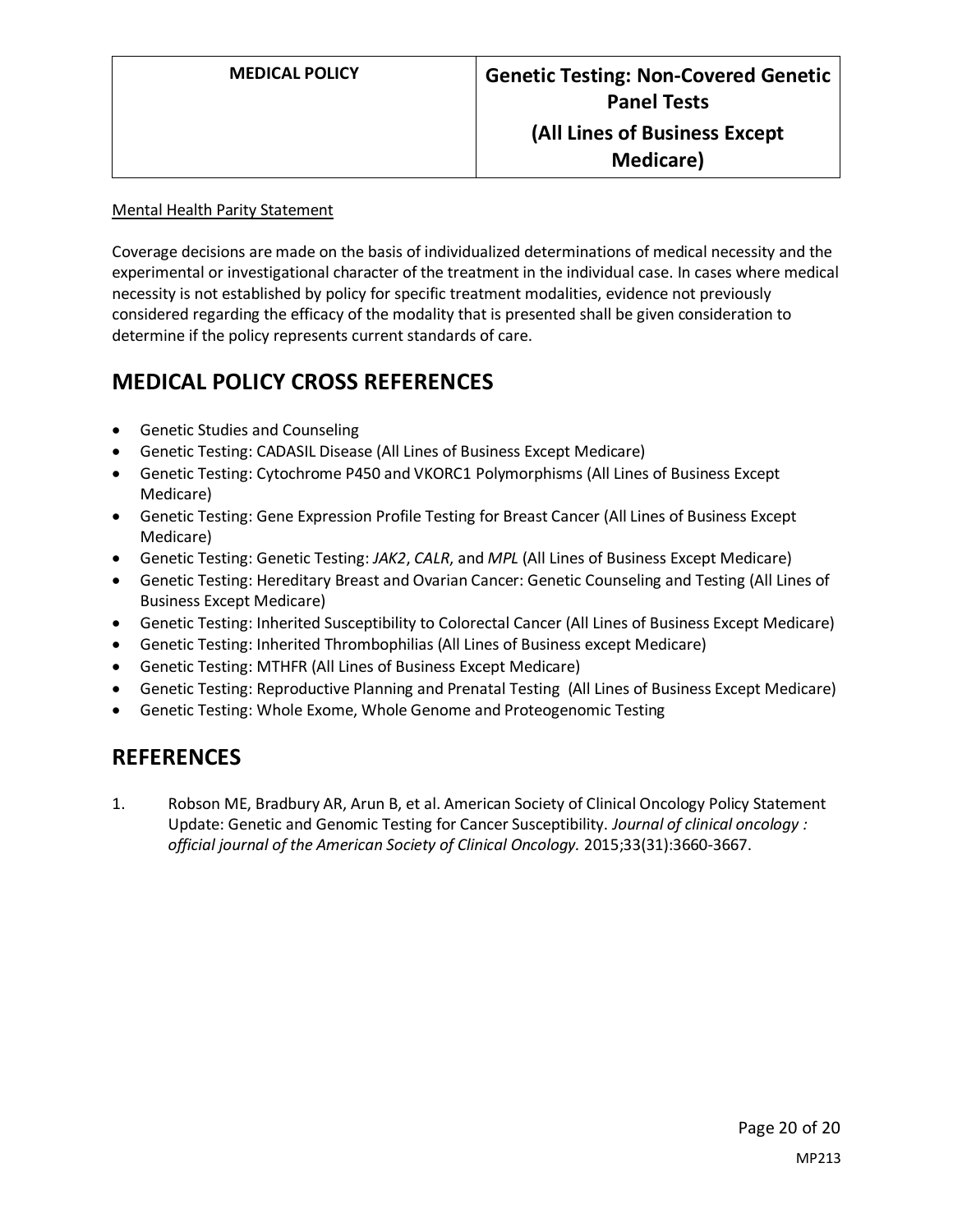Mental Health Parity Statement

Coverage decisions are made on the basis of individualized determinations of medical necessity and the experimental or investigational character of the treatment in the individual case. In cases where medical necessity is not established by policy for specific treatment modalities, evidence not previously considered regarding the efficacy of the modality that is presented shall be given consideration to determine if the policy represents current standards of care.

## MEDICAL POLICY CROSS REFERENCES

- Genetic Studies and Counseling
- Genetic Testing: CADASIL Disease (All Lines of Business Except Medicare)
- Genetic Testing: Cytochrome P450 and VKORC1 Polymorphisms (All Lines of Business Except Medicare)
- Genetic Testing: Gene Expression Profile Testing for Breast Cancer (All Lines of Business Except Medicare)
- Genetic Testing: Genetic Testing: *JAK2*, *CALR*, and *MPL* (All Lines of Business Except Medicare)
- Genetic Testing: Hereditary Breast and Ovarian Cancer: Genetic Counseling and Testing (All Lines of Business Except Medicare)
- Genetic Testing: Inherited Susceptibility to Colorectal Cancer (All Lines of Business Except Medicare)
- Genetic Testing: Inherited Thrombophilias (All Lines of Business except Medicare)
- Genetic Testing: MTHFR (All Lines of Business Except Medicare)
- Genetic Testing: Reproductive Planning and Prenatal Testing (All Lines of Business Except Medicare)
- Genetic Testing: Whole Exome, Whole Genome and Proteogenomic Testing

## REFERENCES

1. Robson ME, Bradbury AR, Arun B, et al. American Society of Clinical Oncology Policy Statement Update: Genetic and Genomic Testing for Cancer Susceptibility. *Journal of clinical oncology : official journal of the American Society of Clinical Oncology.* 2015;33(31):3660-3667.